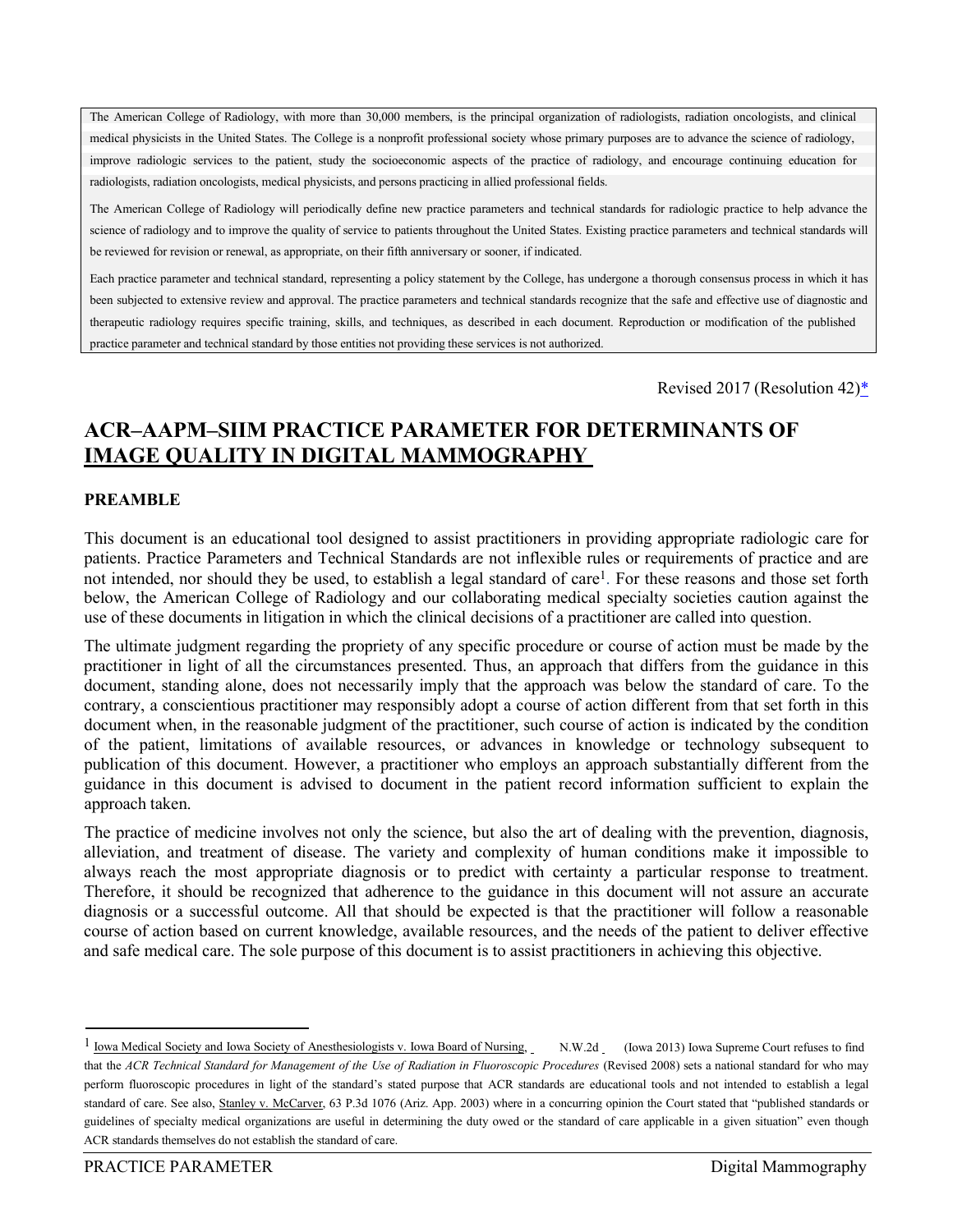The American College of Radiology, with more than 30,000 members, is the principal organization of radiologists, radiation oncologists, and clinical medical physicists in the United States. The College is a nonprofit professional society whose primary purposes are to advance the science of radiology, improve radiologic services to the patient, study the socioeconomic aspects of the practice of radiology, and encourage continuing education for radiologists, radiation oncologists, medical physicists, and persons practicing in allied professional fields.

The American College of Radiology will periodically define new practice parameters and technical standards for radiologic practice to help advance the science of radiology and to improve the quality of service to patients throughout the United States. Existing practice parameters and technical standards will be reviewed for revision or renewal, as appropriate, on their fifth anniversary or sooner, if indicated.

Each practice parameter and technical standard, representing a policy statement by the College, has undergone a thorough consensus process in which it has been subjected to extensive review and approval. The practice parameters and technical standards recognize that the safe and effective use of diagnostic and therapeutic radiology requires specific training, skills, and techniques, as described in each document. Reproduction or modification of the published practice parameter and technical standard by those entities not providing these services is not authorized.

Revised 2017 (Resolution 42)*

# ACR–AAPM–SIIM PRACTICE PARAMETER FOR DETERMINANTS OF IMAGE QUALITY IN DIGITAL MAMMOGRAPHY

## PREAMBLE

This document is an educational tool designed to assist practitioners in providing appropriate radiologic care for patients. Practice Parameters and Technical Standards are not inflexible rules or requirements of practice and are not intended, nor should they be used, to establish a legal standard of care[1]. For these reasons and those set forth below, the American College of Radiology and our collaborating medical specialty societies caution against the use of these documents in litigation in which the clinical decisions of a practitioner are called into question.

The ultimate judgment regarding the propriety of any specific procedure or course of action must be made by the practitioner in light of all the circumstances presented. Thus, an approach that differs from the guidance in this document, standing alone, does not necessarily imply that the approach was below the standard of care. To the contrary, a conscientious practitioner may responsibly adopt a course of action different from that set forth in this document when, in the reasonable judgment of the practitioner, such course of action is indicated by the condition of the patient, limitations of available resources, or advances in knowledge or technology subsequent to publication of this document. However, a practitioner who employs an approach substantially different from the guidance in this document is advised to document in the patient record information sufficient to explain the approach taken.

The practice of medicine involves not only the science, but also the art of dealing with the prevention, diagnosis, alleviation, and treatment of disease. The variety and complexity of human conditions make it impossible to always reach the most appropriate diagnosis or to predict with certainty a particular response to treatment. Therefore, it should be recognized that adherence to the guidance in this document will not assure an accurate diagnosis or a successful outcome. All that should be expected is that the practitioner will follow a reasonable course of action based on current knowledge, available resources, and the needs of the patient to deliver effective and safe medical care. The sole purpose of this document is to assist practitioners in achieving this objective.

---

[1] Iowa Medical Society and Iowa Society of Anesthesiologists v. Iowa Board of Nursing, ___ N.W.2d ___ (Iowa 2013) Iowa Supreme Court refuses to find that the *ACR Technical Standard for Management of the Use of Radiation in Fluoroscopic Procedures* (Revised 2008) sets a national standard for who may perform fluoroscopic procedures in light of the standard's stated purpose that ACR standards are educational tools and not intended to establish a legal standard of care. See also, Stanley v. McCarver, 63 P.3d 1076 (Ariz. App. 2003) where in a concurring opinion the Court stated that "published standards or guidelines of specialty medical organizations are useful in determining the duty owed or the standard of care applicable in a given situation" even though ACR standards themselves do not establish the standard of care.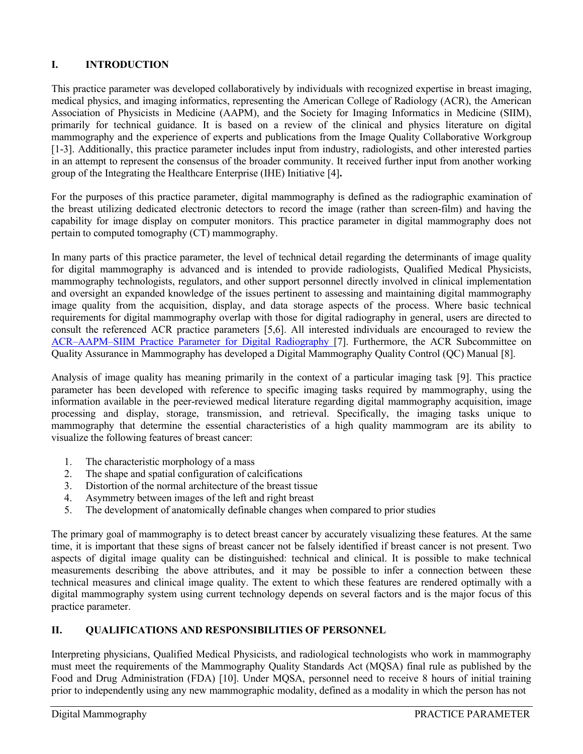## I. INTRODUCTION

This practice parameter was developed collaboratively by individuals with recognized expertise in breast imaging, medical physics, and imaging informatics, representing the American College of Radiology (ACR), the American Association of Physicists in Medicine (AAPM), and the Society for Imaging Informatics in Medicine (SIIM), primarily for technical guidance. It is based on a review of the clinical and physics literature on digital mammography and the experience of experts and publications from the Image Quality Collaborative Workgroup [1-3]. Additionally, this practice parameter includes input from industry, radiologists, and other interested parties in an attempt to represent the consensus of the broader community. It received further input from another working group of the Integrating the Healthcare Enterprise (IHE) Initiative [4]**.**

For the purposes of this practice parameter, digital mammography is defined as the radiographic examination of the breast utilizing dedicated electronic detectors to record the image (rather than screen-film) and having the capability for image display on computer monitors. This practice parameter in digital mammography does not pertain to computed tomography (CT) mammography.

In many parts of this practice parameter, the level of technical detail regarding the determinants of image quality for digital mammography is advanced and is intended to provide radiologists, Qualified Medical Physicists, mammography technologists, regulators, and other support personnel directly involved in clinical implementation and oversight an expanded knowledge of the issues pertinent to assessing and maintaining digital mammography image quality from the acquisition, display, and data storage aspects of the process. Where basic technical requirements for digital mammography overlap with those for digital radiography in general, users are directed to consult the referenced ACR practice parameters [5,6]. All interested individuals are encouraged to review the ACR–AAPM–SIIM Practice Parameter for Digital Radiography [7]. Furthermore, the ACR Subcommittee on Quality Assurance in Mammography has developed a Digital Mammography Quality Control (QC) Manual [8].

Analysis of image quality has meaning primarily in the context of a particular imaging task [9]. This practice parameter has been developed with reference to specific imaging tasks required by mammography, using the information available in the peer-reviewed medical literature regarding digital mammography acquisition, image processing and display, storage, transmission, and retrieval. Specifically, the imaging tasks unique to mammography that determine the essential characteristics of a high quality mammogram are its ability to visualize the following features of breast cancer:

1. The characteristic morphology of a mass
2. The shape and spatial configuration of calcifications
3. Distortion of the normal architecture of the breast tissue
4. Asymmetry between images of the left and right breast
5. The development of anatomically definable changes when compared to prior studies

The primary goal of mammography is to detect breast cancer by accurately visualizing these features. At the same time, it is important that these signs of breast cancer not be falsely identified if breast cancer is not present. Two aspects of digital image quality can be distinguished: technical and clinical. It is possible to make technical measurements describing the above attributes, and it may be possible to infer a connection between these technical measures and clinical image quality. The extent to which these features are rendered optimally with a digital mammography system using current technology depends on several factors and is the major focus of this practice parameter.

## II. QUALIFICATIONS AND RESPONSIBILITIES OF PERSONNEL

Interpreting physicians, Qualified Medical Physicists, and radiological technologists who work in mammography must meet the requirements of the Mammography Quality Standards Act (MQSA) final rule as published by the Food and Drug Administration (FDA) [10]. Under MQSA, personnel need to receive 8 hours of initial training prior to independently using any new mammographic modality, defined as a modality in which the person has not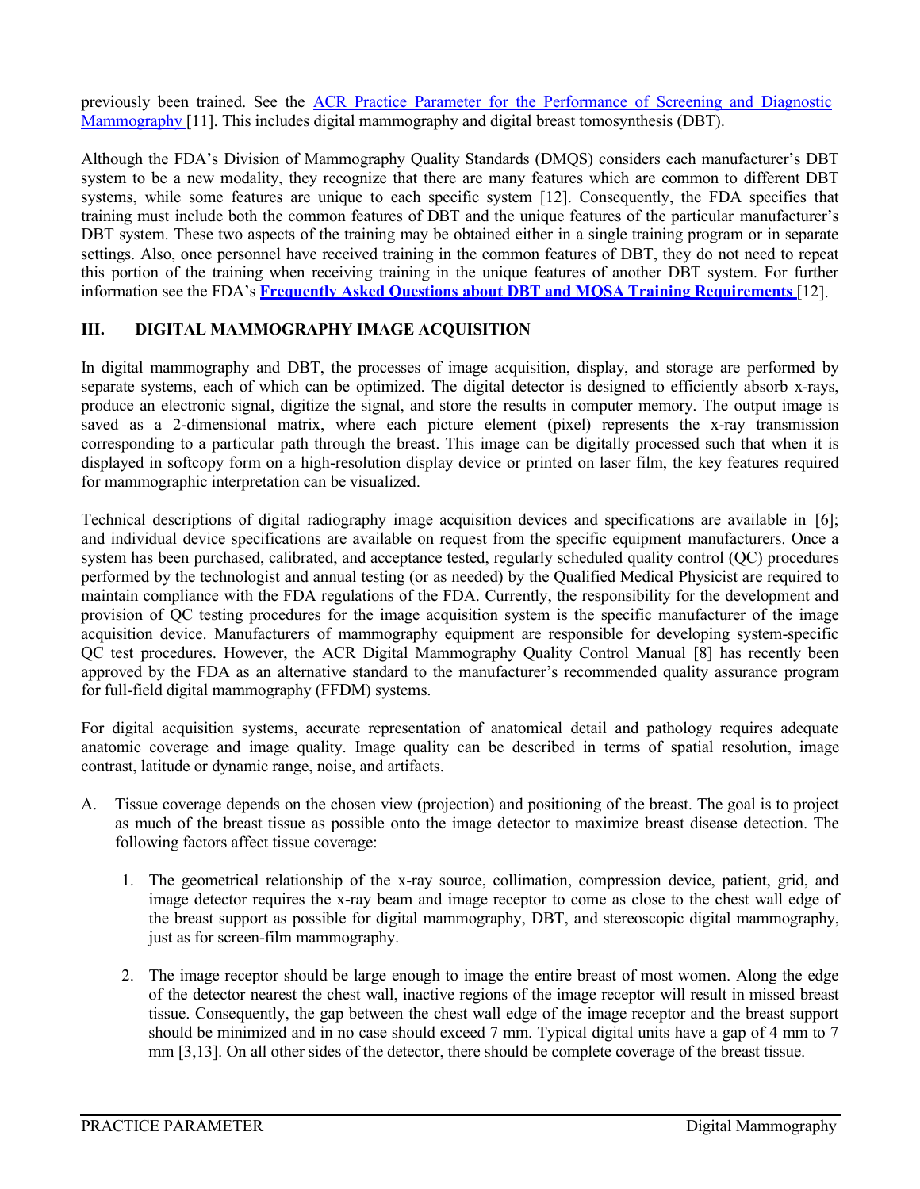previously been trained. See the [ACR Practice Parameter for the Performance of Screening and Diagnostic Mammography](#) [11]. This includes digital mammography and digital breast tomosynthesis (DBT).

Although the FDA's Division of Mammography Quality Standards (DMQS) considers each manufacturer's DBT system to be a new modality, they recognize that there are many features which are common to different DBT systems, while some features are unique to each specific system [12]. Consequently, the FDA specifies that training must include both the common features of DBT and the unique features of the particular manufacturer's DBT system. These two aspects of the training may be obtained either in a single training program or in separate settings. Also, once personnel have received training in the common features of DBT, they do not need to repeat this portion of the training when receiving training in the unique features of another DBT system. For further information see the FDA's **[Frequently Asked Questions about DBT and MQSA Training Requirements](#)** [12].

## III. DIGITAL MAMMOGRAPHY IMAGE ACQUISITION

In digital mammography and DBT, the processes of image acquisition, display, and storage are performed by separate systems, each of which can be optimized. The digital detector is designed to efficiently absorb x-rays, produce an electronic signal, digitize the signal, and store the results in computer memory. The output image is saved as a 2-dimensional matrix, where each picture element (pixel) represents the x-ray transmission corresponding to a particular path through the breast. This image can be digitally processed such that when it is displayed in softcopy form on a high-resolution display device or printed on laser film, the key features required for mammographic interpretation can be visualized.

Technical descriptions of digital radiography image acquisition devices and specifications are available in [6]; and individual device specifications are available on request from the specific equipment manufacturers. Once a system has been purchased, calibrated, and acceptance tested, regularly scheduled quality control (QC) procedures performed by the technologist and annual testing (or as needed) by the Qualified Medical Physicist are required to maintain compliance with the FDA regulations of the FDA. Currently, the responsibility for the development and provision of QC testing procedures for the image acquisition system is the specific manufacturer of the image acquisition device. Manufacturers of mammography equipment are responsible for developing system-specific QC test procedures. However, the ACR Digital Mammography Quality Control Manual [8] has recently been approved by the FDA as an alternative standard to the manufacturer's recommended quality assurance program for full-field digital mammography (FFDM) systems.

For digital acquisition systems, accurate representation of anatomical detail and pathology requires adequate anatomic coverage and image quality. Image quality can be described in terms of spatial resolution, image contrast, latitude or dynamic range, noise, and artifacts.

A. Tissue coverage depends on the chosen view (projection) and positioning of the breast. The goal is to project as much of the breast tissue as possible onto the image detector to maximize breast disease detection. The following factors affect tissue coverage:

   1. The geometrical relationship of the x-ray source, collimation, compression device, patient, grid, and image detector requires the x-ray beam and image receptor to come as close to the chest wall edge of the breast support as possible for digital mammography, DBT, and stereoscopic digital mammography, just as for screen-film mammography.

   2. The image receptor should be large enough to image the entire breast of most women. Along the edge of the detector nearest the chest wall, inactive regions of the image receptor will result in missed breast tissue. Consequently, the gap between the chest wall edge of the image receptor and the breast support should be minimized and in no case should exceed 7 mm. Typical digital units have a gap of 4 mm to 7 mm [3,13]. On all other sides of the detector, there should be complete coverage of the breast tissue.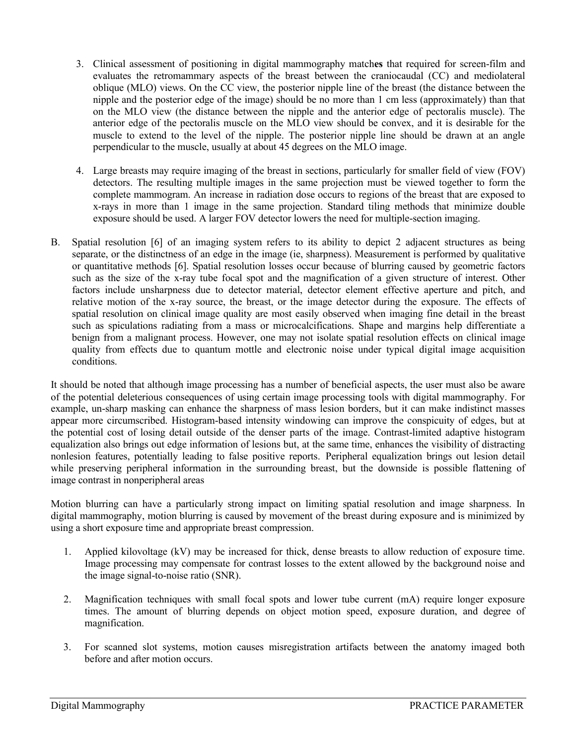3. Clinical assessment of positioning in digital mammography match**es** that required for screen-film and evaluates the retromammary aspects of the breast between the craniocaudal (CC) and mediolateral oblique (MLO) views. On the CC view, the posterior nipple line of the breast (the distance between the nipple and the posterior edge of the image) should be no more than 1 cm less (approximately) than that on the MLO view (the distance between the nipple and the anterior edge of pectoralis muscle). The anterior edge of the pectoralis muscle on the MLO view should be convex, and it is desirable for the muscle to extend to the level of the nipple. The posterior nipple line should be drawn at an angle perpendicular to the muscle, usually at about 45 degrees on the MLO image.

4. Large breasts may require imaging of the breast in sections, particularly for smaller field of view (FOV) detectors. The resulting multiple images in the same projection must be viewed together to form the complete mammogram. An increase in radiation dose occurs to regions of the breast that are exposed to x-rays in more than 1 image in the same projection. Standard tiling methods that minimize double exposure should be used. A larger FOV detector lowers the need for multiple-section imaging.

B. Spatial resolution [6] of an imaging system refers to its ability to depict 2 adjacent structures as being separate, or the distinctness of an edge in the image (ie, sharpness). Measurement is performed by qualitative or quantitative methods [6]. Spatial resolution losses occur because of blurring caused by geometric factors such as the size of the x-ray tube focal spot and the magnification of a given structure of interest. Other factors include unsharpness due to detector material, detector element effective aperture and pitch, and relative motion of the x-ray source, the breast, or the image detector during the exposure. The effects of spatial resolution on clinical image quality are most easily observed when imaging fine detail in the breast such as spiculations radiating from a mass or microcalcifications. Shape and margins help differentiate a benign from a malignant process. However, one may not isolate spatial resolution effects on clinical image quality from effects due to quantum mottle and electronic noise under typical digital image acquisition conditions.

It should be noted that although image processing has a number of beneficial aspects, the user must also be aware of the potential deleterious consequences of using certain image processing tools with digital mammography. For example, un-sharp masking can enhance the sharpness of mass lesion borders, but it can make indistinct masses appear more circumscribed. Histogram-based intensity windowing can improve the conspicuity of edges, but at the potential cost of losing detail outside of the denser parts of the image. Contrast-limited adaptive histogram equalization also brings out edge information of lesions but, at the same time, enhances the visibility of distracting nonlesion features, potentially leading to false positive reports. Peripheral equalization brings out lesion detail while preserving peripheral information in the surrounding breast, but the downside is possible flattening of image contrast in nonperipheral areas

Motion blurring can have a particularly strong impact on limiting spatial resolution and image sharpness. In digital mammography, motion blurring is caused by movement of the breast during exposure and is minimized by using a short exposure time and appropriate breast compression.

1. Applied kilovoltage (kV) may be increased for thick, dense breasts to allow reduction of exposure time. Image processing may compensate for contrast losses to the extent allowed by the background noise and the image signal-to-noise ratio (SNR).

2. Magnification techniques with small focal spots and lower tube current (mA) require longer exposure times. The amount of blurring depends on object motion speed, exposure duration, and degree of magnification.

3. For scanned slot systems, motion causes misregistration artifacts between the anatomy imaged both before and after motion occurs.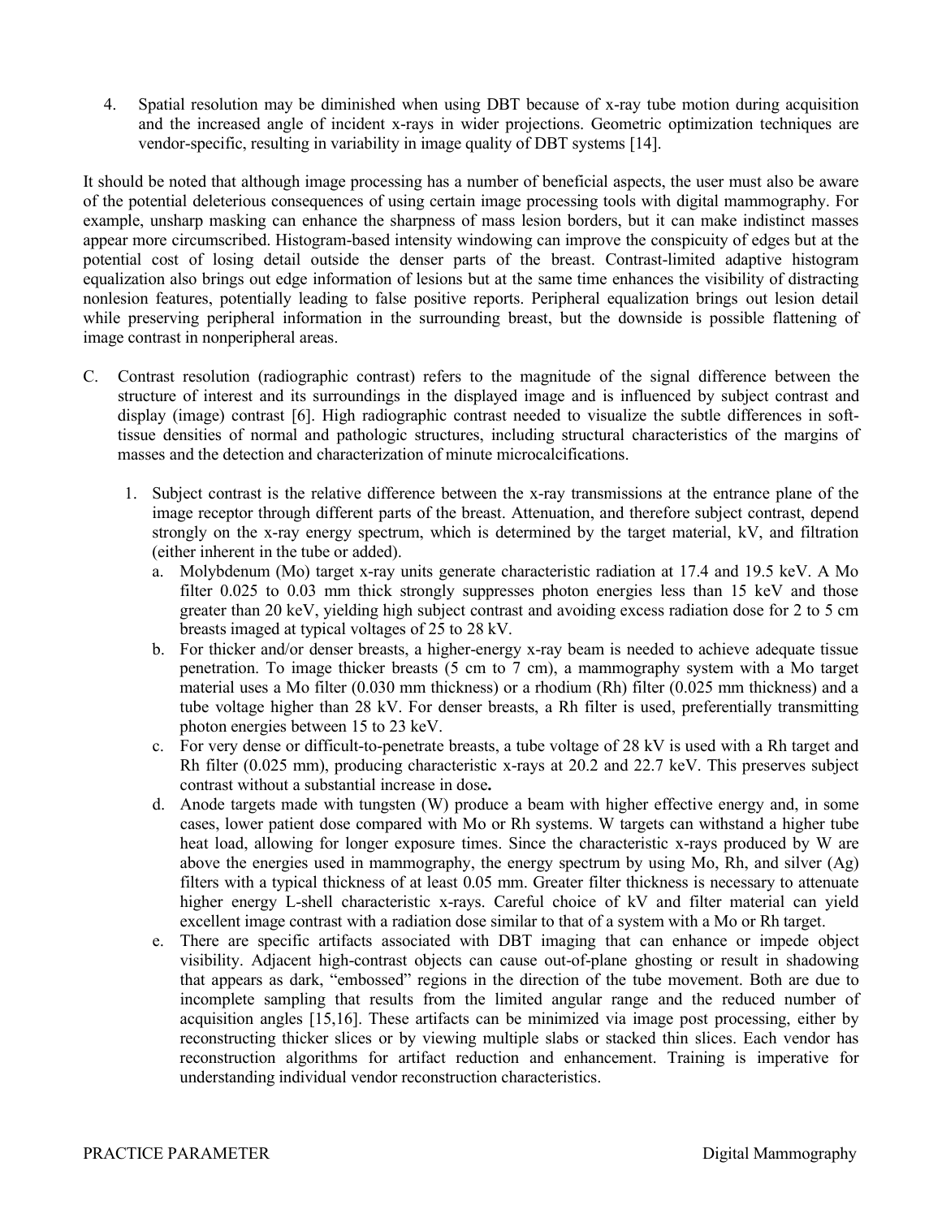4. Spatial resolution may be diminished when using DBT because of x-ray tube motion during acquisition and the increased angle of incident x-rays in wider projections. Geometric optimization techniques are vendor-specific, resulting in variability in image quality of DBT systems [14].

It should be noted that although image processing has a number of beneficial aspects, the user must also be aware of the potential deleterious consequences of using certain image processing tools with digital mammography. For example, unsharp masking can enhance the sharpness of mass lesion borders, but it can make indistinct masses appear more circumscribed. Histogram-based intensity windowing can improve the conspicuity of edges but at the potential cost of losing detail outside the denser parts of the breast. Contrast-limited adaptive histogram equalization also brings out edge information of lesions but at the same time enhances the visibility of distracting nonlesion features, potentially leading to false positive reports. Peripheral equalization brings out lesion detail while preserving peripheral information in the surrounding breast, but the downside is possible flattening of image contrast in nonperipheral areas.

C. Contrast resolution (radiographic contrast) refers to the magnitude of the signal difference between the structure of interest and its surroundings in the displayed image and is influenced by subject contrast and display (image) contrast [6]. High radiographic contrast needed to visualize the subtle differences in soft-tissue densities of normal and pathologic structures, including structural characteristics of the margins of masses and the detection and characterization of minute microcalcifications.

   1. Subject contrast is the relative difference between the x-ray transmissions at the entrance plane of the image receptor through different parts of the breast. Attenuation, and therefore subject contrast, depend strongly on the x-ray energy spectrum, which is determined by the target material, kV, and filtration (either inherent in the tube or added).
      a. Molybdenum (Mo) target x-ray units generate characteristic radiation at 17.4 and 19.5 keV. A Mo filter 0.025 to 0.03 mm thick strongly suppresses photon energies less than 15 keV and those greater than 20 keV, yielding high subject contrast and avoiding excess radiation dose for 2 to 5 cm breasts imaged at typical voltages of 25 to 28 kV.
      b. For thicker and/or denser breasts, a higher-energy x-ray beam is needed to achieve adequate tissue penetration. To image thicker breasts (5 cm to 7 cm), a mammography system with a Mo target material uses a Mo filter (0.030 mm thickness) or a rhodium (Rh) filter (0.025 mm thickness) and a tube voltage higher than 28 kV. For denser breasts, a Rh filter is used, preferentially transmitting photon energies between 15 to 23 keV.
      c. For very dense or difficult-to-penetrate breasts, a tube voltage of 28 kV is used with a Rh target and Rh filter (0.025 mm), producing characteristic x-rays at 20.2 and 22.7 keV. This preserves subject contrast without a substantial increase in dose**.**
      d. Anode targets made with tungsten (W) produce a beam with higher effective energy and, in some cases, lower patient dose compared with Mo or Rh systems. W targets can withstand a higher tube heat load, allowing for longer exposure times. Since the characteristic x-rays produced by W are above the energies used in mammography, the energy spectrum by using Mo, Rh, and silver (Ag) filters with a typical thickness of at least 0.05 mm. Greater filter thickness is necessary to attenuate higher energy L-shell characteristic x-rays. Careful choice of kV and filter material can yield excellent image contrast with a radiation dose similar to that of a system with a Mo or Rh target.
      e. There are specific artifacts associated with DBT imaging that can enhance or impede object visibility. Adjacent high-contrast objects can cause out-of-plane ghosting or result in shadowing that appears as dark, "embossed" regions in the direction of the tube movement. Both are due to incomplete sampling that results from the limited angular range and the reduced number of acquisition angles [15,16]. These artifacts can be minimized via image post processing, either by reconstructing thicker slices or by viewing multiple slabs or stacked thin slices. Each vendor has reconstruction algorithms for artifact reduction and enhancement. Training is imperative for understanding individual vendor reconstruction characteristics.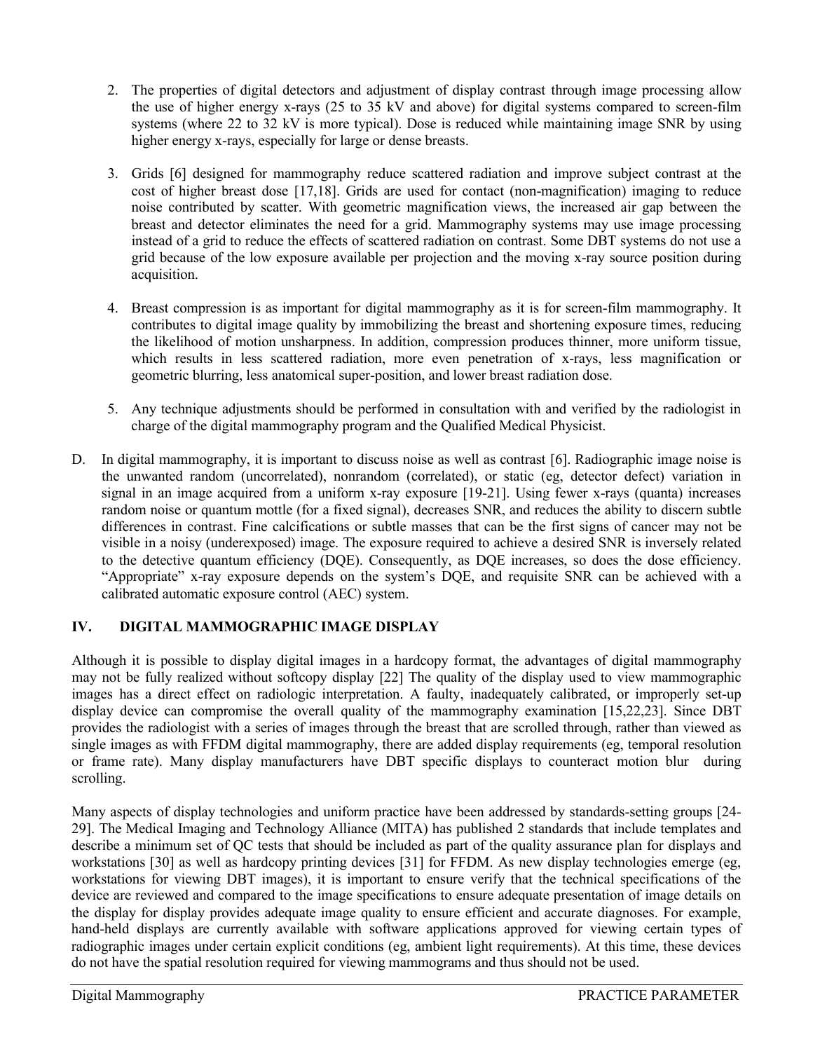2. The properties of digital detectors and adjustment of display contrast through image processing allow the use of higher energy x-rays (25 to 35 kV and above) for digital systems compared to screen-film systems (where 22 to 32 kV is more typical). Dose is reduced while maintaining image SNR by using higher energy x-rays, especially for large or dense breasts.

3. Grids [6] designed for mammography reduce scattered radiation and improve subject contrast at the cost of higher breast dose [17,18]. Grids are used for contact (non-magnification) imaging to reduce noise contributed by scatter. With geometric magnification views, the increased air gap between the breast and detector eliminates the need for a grid. Mammography systems may use image processing instead of a grid to reduce the effects of scattered radiation on contrast. Some DBT systems do not use a grid because of the low exposure available per projection and the moving x-ray source position during acquisition.

4. Breast compression is as important for digital mammography as it is for screen-film mammography. It contributes to digital image quality by immobilizing the breast and shortening exposure times, reducing the likelihood of motion unsharpness. In addition, compression produces thinner, more uniform tissue, which results in less scattered radiation, more even penetration of x-rays, less magnification or geometric blurring, less anatomical super-position, and lower breast radiation dose.

5. Any technique adjustments should be performed in consultation with and verified by the radiologist in charge of the digital mammography program and the Qualified Medical Physicist.

D. In digital mammography, it is important to discuss noise as well as contrast [6]. Radiographic image noise is the unwanted random (uncorrelated), nonrandom (correlated), or static (eg, detector defect) variation in signal in an image acquired from a uniform x-ray exposure [19-21]. Using fewer x-rays (quanta) increases random noise or quantum mottle (for a fixed signal), decreases SNR, and reduces the ability to discern subtle differences in contrast. Fine calcifications or subtle masses that can be the first signs of cancer may not be visible in a noisy (underexposed) image. The exposure required to achieve a desired SNR is inversely related to the detective quantum efficiency (DQE). Consequently, as DQE increases, so does the dose efficiency. "Appropriate" x-ray exposure depends on the system's DQE, and requisite SNR can be achieved with a calibrated automatic exposure control (AEC) system.

## IV. DIGITAL MAMMOGRAPHIC IMAGE DISPLAY

Although it is possible to display digital images in a hardcopy format, the advantages of digital mammography may not be fully realized without softcopy display [22] The quality of the display used to view mammographic images has a direct effect on radiologic interpretation. A faulty, inadequately calibrated, or improperly set-up display device can compromise the overall quality of the mammography examination [15,22,23]. Since DBT provides the radiologist with a series of images through the breast that are scrolled through, rather than viewed as single images as with FFDM digital mammography, there are added display requirements (eg, temporal resolution or frame rate). Many display manufacturers have DBT specific displays to counteract motion blur during scrolling.

Many aspects of display technologies and uniform practice have been addressed by standards-setting groups [24-29]. The Medical Imaging and Technology Alliance (MITA) has published 2 standards that include templates and describe a minimum set of QC tests that should be included as part of the quality assurance plan for displays and workstations [30] as well as hardcopy printing devices [31] for FFDM. As new display technologies emerge (eg, workstations for viewing DBT images), it is important to ensure verify that the technical specifications of the device are reviewed and compared to the image specifications to ensure adequate presentation of image details on the display for display provides adequate image quality to ensure efficient and accurate diagnoses. For example, hand-held displays are currently available with software applications approved for viewing certain types of radiographic images under certain explicit conditions (eg, ambient light requirements). At this time, these devices do not have the spatial resolution required for viewing mammograms and thus should not be used.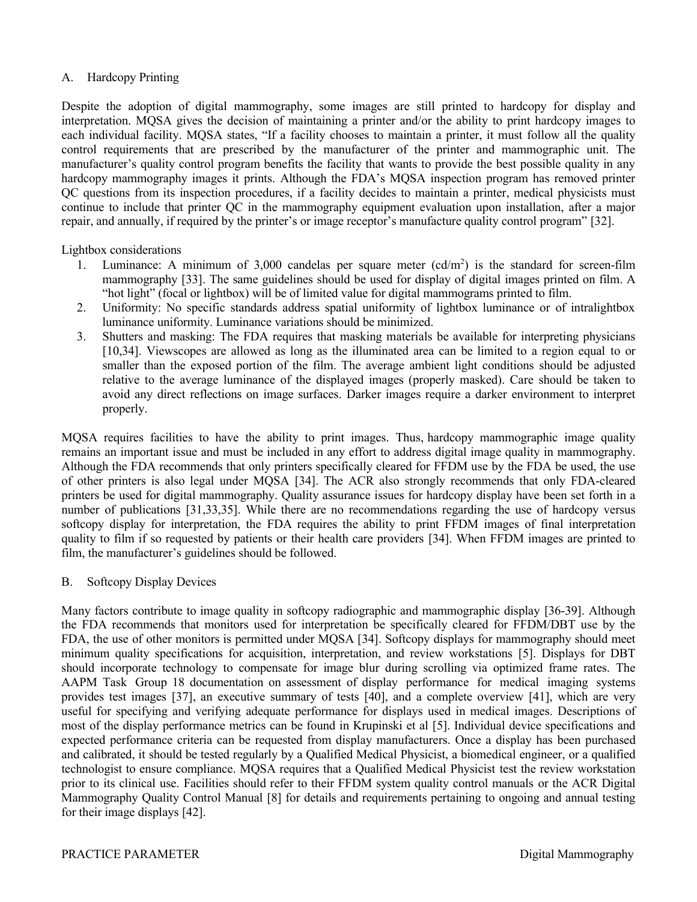### A. Hardcopy Printing

Despite the adoption of digital mammography, some images are still printed to hardcopy for display and interpretation. MQSA gives the decision of maintaining a printer and/or the ability to print hardcopy images to each individual facility. MQSA states, "If a facility chooses to maintain a printer, it must follow all the quality control requirements that are prescribed by the manufacturer of the printer and mammographic unit. The manufacturer's quality control program benefits the facility that wants to provide the best possible quality in any hardcopy mammography images it prints. Although the FDA's MQSA inspection program has removed printer QC questions from its inspection procedures, if a facility decides to maintain a printer, medical physicists must continue to include that printer QC in the mammography equipment evaluation upon installation, after a major repair, and annually, if required by the printer's or image receptor's manufacture quality control program" [32].

Lightbox considerations

1. Luminance: A minimum of 3,000 candelas per square meter (cd/m$^2$) is the standard for screen-film mammography [33]. The same guidelines should be used for display of digital images printed on film. A "hot light" (focal or lightbox) will be of limited value for digital mammograms printed to film.
2. Uniformity: No specific standards address spatial uniformity of lightbox luminance or of intralightbox luminance uniformity. Luminance variations should be minimized.
3. Shutters and masking: The FDA requires that masking materials be available for interpreting physicians [10,34]. Viewscopes are allowed as long as the illuminated area can be limited to a region equal to or smaller than the exposed portion of the film. The average ambient light conditions should be adjusted relative to the average luminance of the displayed images (properly masked). Care should be taken to avoid any direct reflections on image surfaces. Darker images require a darker environment to interpret properly.

MQSA requires facilities to have the ability to print images. Thus, hardcopy mammographic image quality remains an important issue and must be included in any effort to address digital image quality in mammography. Although the FDA recommends that only printers specifically cleared for FFDM use by the FDA be used, the use of other printers is also legal under MQSA [34]. The ACR also strongly recommends that only FDA-cleared printers be used for digital mammography. Quality assurance issues for hardcopy display have been set forth in a number of publications [31,33,35]. While there are no recommendations regarding the use of hardcopy versus softcopy display for interpretation, the FDA requires the ability to print FFDM images of final interpretation quality to film if so requested by patients or their health care providers [34]. When FFDM images are printed to film, the manufacturer's guidelines should be followed.

### B. Softcopy Display Devices

Many factors contribute to image quality in softcopy radiographic and mammographic display [36-39]. Although the FDA recommends that monitors used for interpretation be specifically cleared for FFDM/DBT use by the FDA, the use of other monitors is permitted under MQSA [34]. Softcopy displays for mammography should meet minimum quality specifications for acquisition, interpretation, and review workstations [5]. Displays for DBT should incorporate technology to compensate for image blur during scrolling via optimized frame rates. The AAPM Task Group 18 documentation on assessment of display performance for medical imaging systems provides test images [37], an executive summary of tests [40], and a complete overview [41], which are very useful for specifying and verifying adequate performance for displays used in medical images. Descriptions of most of the display performance metrics can be found in Krupinski et al [5]. Individual device specifications and expected performance criteria can be requested from display manufacturers. Once a display has been purchased and calibrated, it should be tested regularly by a Qualified Medical Physicist, a biomedical engineer, or a qualified technologist to ensure compliance. MQSA requires that a Qualified Medical Physicist test the review workstation prior to its clinical use. Facilities should refer to their FFDM system quality control manuals or the ACR Digital Mammography Quality Control Manual [8] for details and requirements pertaining to ongoing and annual testing for their image displays [42].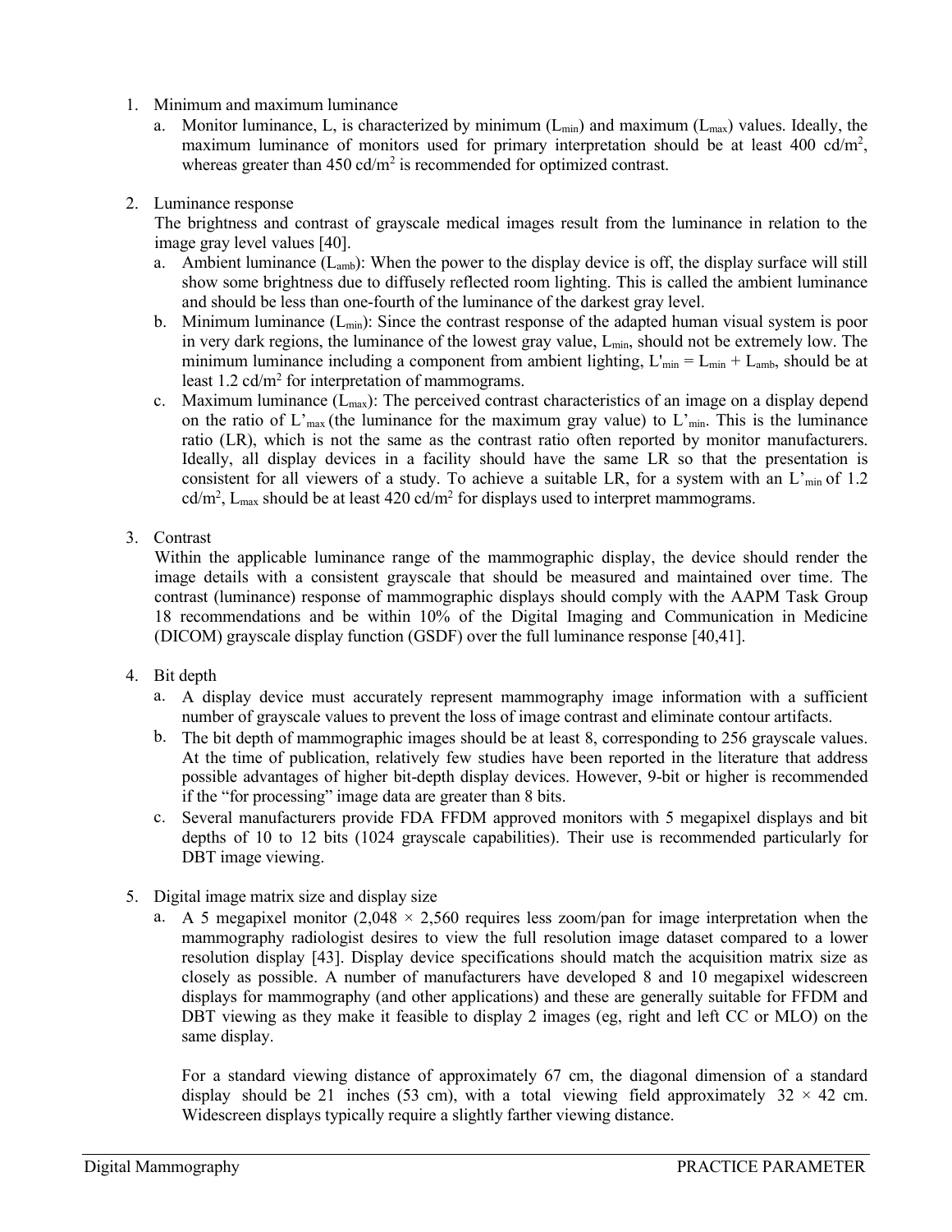1. Minimum and maximum luminance
   a. Monitor luminance, L, is characterized by minimum ($L_{min}$) and maximum ($L_{max}$) values. Ideally, the maximum luminance of monitors used for primary interpretation should be at least 400 cd/$m^2$, whereas greater than 450 cd/$m^2$ is recommended for optimized contrast.

2. Luminance response
   The brightness and contrast of grayscale medical images result from the luminance in relation to the image gray level values [40].
   a. Ambient luminance ($L_{amb}$): When the power to the display device is off, the display surface will still show some brightness due to diffusely reflected room lighting. This is called the ambient luminance and should be less than one-fourth of the luminance of the darkest gray level.
   b. Minimum luminance ($L_{min}$): Since the contrast response of the adapted human visual system is poor in very dark regions, the luminance of the lowest gray value, $L_{min}$, should not be extremely low. The minimum luminance including a component from ambient lighting, $L'_{min} = L_{min} + L_{amb}$, should be at least 1.2 cd/$m^2$ for interpretation of mammograms.
   c. Maximum luminance ($L_{max}$): The perceived contrast characteristics of an image on a display depend on the ratio of $L'_{max}$ (the luminance for the maximum gray value) to $L'_{min}$. This is the luminance ratio (LR), which is not the same as the contrast ratio often reported by monitor manufacturers. Ideally, all display devices in a facility should have the same LR so that the presentation is consistent for all viewers of a study. To achieve a suitable LR, for a system with an $L'_{min}$ of 1.2 cd/$m^2$, $L_{max}$ should be at least 420 cd/$m^2$ for displays used to interpret mammograms.

3. Contrast
   Within the applicable luminance range of the mammographic display, the device should render the image details with a consistent grayscale that should be measured and maintained over time. The contrast (luminance) response of mammographic displays should comply with the AAPM Task Group 18 recommendations and be within 10% of the Digital Imaging and Communication in Medicine (DICOM) grayscale display function (GSDF) over the full luminance response [40,41].

4. Bit depth
   a. A display device must accurately represent mammography image information with a sufficient number of grayscale values to prevent the loss of image contrast and eliminate contour artifacts.
   b. The bit depth of mammographic images should be at least 8, corresponding to 256 grayscale values. At the time of publication, relatively few studies have been reported in the literature that address possible advantages of higher bit-depth display devices. However, 9-bit or higher is recommended if the "for processing" image data are greater than 8 bits.
   c. Several manufacturers provide FDA FFDM approved monitors with 5 megapixel displays and bit depths of 10 to 12 bits (1024 grayscale capabilities). Their use is recommended particularly for DBT image viewing.

5. Digital image matrix size and display size
   a. A 5 megapixel monitor (2,048 × 2,560 requires less zoom/pan for image interpretation when the mammography radiologist desires to view the full resolution image dataset compared to a lower resolution display [43]. Display device specifications should match the acquisition matrix size as closely as possible. A number of manufacturers have developed 8 and 10 megapixel widescreen displays for mammography (and other applications) and these are generally suitable for FFDM and DBT viewing as they make it feasible to display 2 images (eg, right and left CC or MLO) on the same display.

      For a standard viewing distance of approximately 67 cm, the diagonal dimension of a standard display should be 21 inches (53 cm), with a total viewing field approximately 32 × 42 cm. Widescreen displays typically require a slightly farther viewing distance.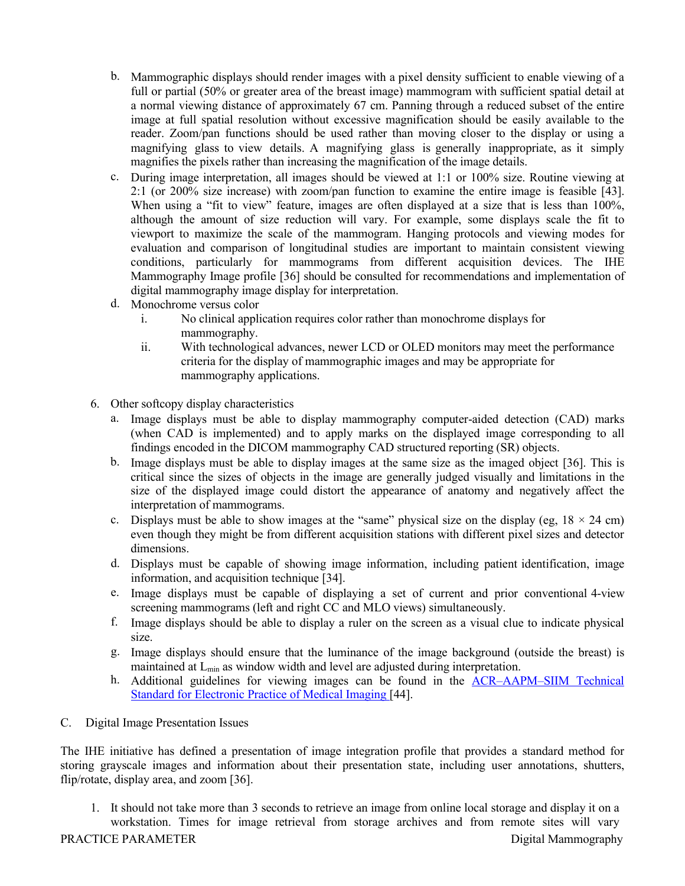b. Mammographic displays should render images with a pixel density sufficient to enable viewing of a full or partial (50% or greater area of the breast image) mammogram with sufficient spatial detail at a normal viewing distance of approximately 67 cm. Panning through a reduced subset of the entire image at full spatial resolution without excessive magnification should be easily available to the reader. Zoom/pan functions should be used rather than moving closer to the display or using a magnifying glass to view details. A magnifying glass is generally inappropriate, as it simply magnifies the pixels rather than increasing the magnification of the image details.

c. During image interpretation, all images should be viewed at 1:1 or 100% size. Routine viewing at 2:1 (or 200% size increase) with zoom/pan function to examine the entire image is feasible [43]. When using a "fit to view" feature, images are often displayed at a size that is less than 100%, although the amount of size reduction will vary. For example, some displays scale the fit to viewport to maximize the scale of the mammogram. Hanging protocols and viewing modes for evaluation and comparison of longitudinal studies are important to maintain consistent viewing conditions, particularly for mammograms from different acquisition devices. The IHE Mammography Image profile [36] should be consulted for recommendations and implementation of digital mammography image display for interpretation.

d. Monochrome versus color
   i. No clinical application requires color rather than monochrome displays for mammography.
   ii. With technological advances, newer LCD or OLED monitors may meet the performance criteria for the display of mammographic images and may be appropriate for mammography applications.

6. Other softcopy display characteristics
   a. Image displays must be able to display mammography computer-aided detection (CAD) marks (when CAD is implemented) and to apply marks on the displayed image corresponding to all findings encoded in the DICOM mammography CAD structured reporting (SR) objects.
   b. Image displays must be able to display images at the same size as the imaged object [36]. This is critical since the sizes of objects in the image are generally judged visually and limitations in the size of the displayed image could distort the appearance of anatomy and negatively affect the interpretation of mammograms.
   c. Displays must be able to show images at the "same" physical size on the display (eg, 18 × 24 cm) even though they might be from different acquisition stations with different pixel sizes and detector dimensions.
   d. Displays must be capable of showing image information, including patient identification, image information, and acquisition technique [34].
   e. Image displays must be capable of displaying a set of current and prior conventional 4-view screening mammograms (left and right CC and MLO views) simultaneously.
   f. Image displays should be able to display a ruler on the screen as a visual clue to indicate physical size.
   g. Image displays should ensure that the luminance of the image background (outside the breast) is maintained at $L_{min}$ as window width and level are adjusted during interpretation.
   h. Additional guidelines for viewing images can be found in the ACR–AAPM–SIIM Technical Standard for Electronic Practice of Medical Imaging [44].

C. Digital Image Presentation Issues

The IHE initiative has defined a presentation of image integration profile that provides a standard method for storing grayscale images and information about their presentation state, including user annotations, shutters, flip/rotate, display area, and zoom [36].

1. It should not take more than 3 seconds to retrieve an image from online local storage and display it on a workstation. Times for image retrieval from storage archives and from remote sites will vary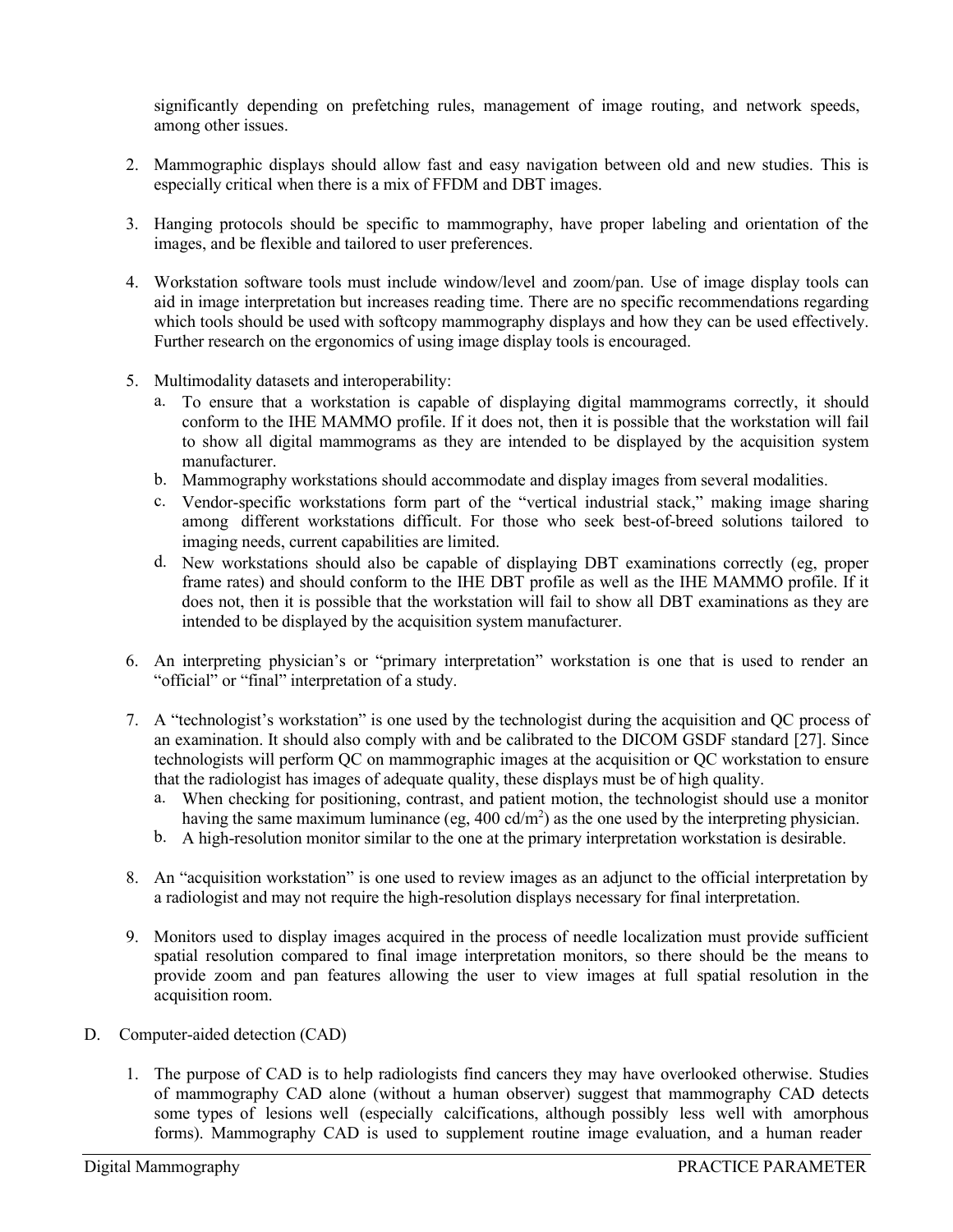significantly depending on prefetching rules, management of image routing, and network speeds, among other issues.

2. Mammographic displays should allow fast and easy navigation between old and new studies. This is especially critical when there is a mix of FFDM and DBT images.

3. Hanging protocols should be specific to mammography, have proper labeling and orientation of the images, and be flexible and tailored to user preferences.

4. Workstation software tools must include window/level and zoom/pan. Use of image display tools can aid in image interpretation but increases reading time. There are no specific recommendations regarding which tools should be used with softcopy mammography displays and how they can be used effectively. Further research on the ergonomics of using image display tools is encouraged.

5. Multimodality datasets and interoperability:
   a. To ensure that a workstation is capable of displaying digital mammograms correctly, it should conform to the IHE MAMMO profile. If it does not, then it is possible that the workstation will fail to show all digital mammograms as they are intended to be displayed by the acquisition system manufacturer.
   b. Mammography workstations should accommodate and display images from several modalities.
   c. Vendor-specific workstations form part of the "vertical industrial stack," making image sharing among different workstations difficult. For those who seek best-of-breed solutions tailored to imaging needs, current capabilities are limited.
   d. New workstations should also be capable of displaying DBT examinations correctly (eg, proper frame rates) and should conform to the IHE DBT profile as well as the IHE MAMMO profile. If it does not, then it is possible that the workstation will fail to show all DBT examinations as they are intended to be displayed by the acquisition system manufacturer.

6. An interpreting physician's or "primary interpretation" workstation is one that is used to render an "official" or "final" interpretation of a study.

7. A "technologist's workstation" is one used by the technologist during the acquisition and QC process of an examination. It should also comply with and be calibrated to the DICOM GSDF standard [27]. Since technologists will perform QC on mammographic images at the acquisition or QC workstation to ensure that the radiologist has images of adequate quality, these displays must be of high quality.
   a. When checking for positioning, contrast, and patient motion, the technologist should use a monitor having the same maximum luminance (eg, 400 cd/m$^2$) as the one used by the interpreting physician.
   b. A high-resolution monitor similar to the one at the primary interpretation workstation is desirable.

8. An "acquisition workstation" is one used to review images as an adjunct to the official interpretation by a radiologist and may not require the high-resolution displays necessary for final interpretation.

9. Monitors used to display images acquired in the process of needle localization must provide sufficient spatial resolution compared to final image interpretation monitors, so there should be the means to provide zoom and pan features allowing the user to view images at full spatial resolution in the acquisition room.

D. Computer-aided detection (CAD)

1. The purpose of CAD is to help radiologists find cancers they may have overlooked otherwise. Studies of mammography CAD alone (without a human observer) suggest that mammography CAD detects some types of lesions well (especially calcifications, although possibly less well with amorphous forms). Mammography CAD is used to supplement routine image evaluation, and a human reader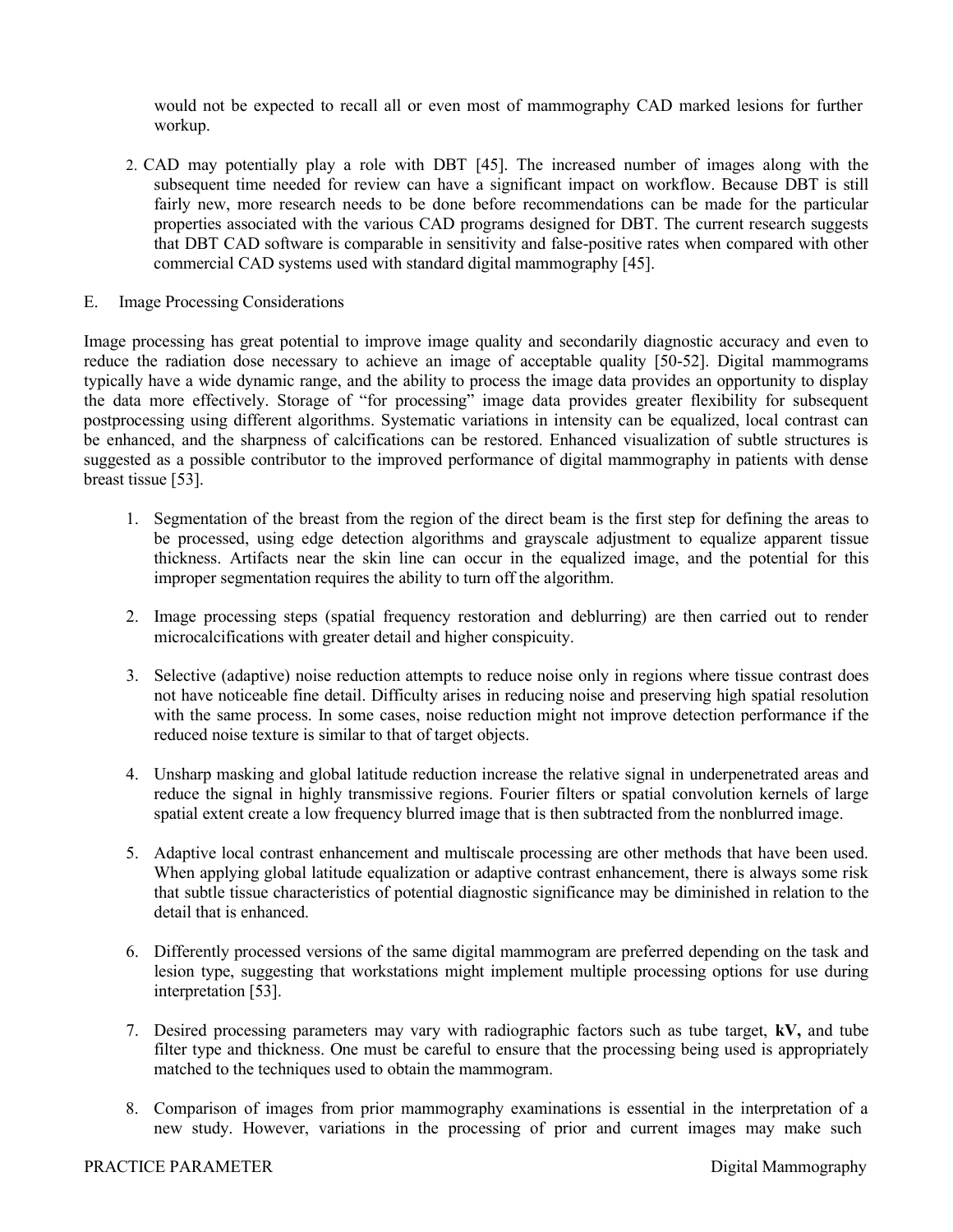would not be expected to recall all or even most of mammography CAD marked lesions for further workup.

2. CAD may potentially play a role with DBT [45]. The increased number of images along with the subsequent time needed for review can have a significant impact on workflow. Because DBT is still fairly new, more research needs to be done before recommendations can be made for the particular properties associated with the various CAD programs designed for DBT. The current research suggests that DBT CAD software is comparable in sensitivity and false-positive rates when compared with other commercial CAD systems used with standard digital mammography [45].

E. Image Processing Considerations

Image processing has great potential to improve image quality and secondarily diagnostic accuracy and even to reduce the radiation dose necessary to achieve an image of acceptable quality [50-52]. Digital mammograms typically have a wide dynamic range, and the ability to process the image data provides an opportunity to display the data more effectively. Storage of "for processing" image data provides greater flexibility for subsequent postprocessing using different algorithms. Systematic variations in intensity can be equalized, local contrast can be enhanced, and the sharpness of calcifications can be restored. Enhanced visualization of subtle structures is suggested as a possible contributor to the improved performance of digital mammography in patients with dense breast tissue [53].

1. Segmentation of the breast from the region of the direct beam is the first step for defining the areas to be processed, using edge detection algorithms and grayscale adjustment to equalize apparent tissue thickness. Artifacts near the skin line can occur in the equalized image, and the potential for this improper segmentation requires the ability to turn off the algorithm.

2. Image processing steps (spatial frequency restoration and deblurring) are then carried out to render microcalcifications with greater detail and higher conspicuity.

3. Selective (adaptive) noise reduction attempts to reduce noise only in regions where tissue contrast does not have noticeable fine detail. Difficulty arises in reducing noise and preserving high spatial resolution with the same process. In some cases, noise reduction might not improve detection performance if the reduced noise texture is similar to that of target objects.

4. Unsharp masking and global latitude reduction increase the relative signal in underpenetrated areas and reduce the signal in highly transmissive regions. Fourier filters or spatial convolution kernels of large spatial extent create a low frequency blurred image that is then subtracted from the nonblurred image.

5. Adaptive local contrast enhancement and multiscale processing are other methods that have been used. When applying global latitude equalization or adaptive contrast enhancement, there is always some risk that subtle tissue characteristics of potential diagnostic significance may be diminished in relation to the detail that is enhanced.

6. Differently processed versions of the same digital mammogram are preferred depending on the task and lesion type, suggesting that workstations might implement multiple processing options for use during interpretation [53].

7. Desired processing parameters may vary with radiographic factors such as tube target, **kV,** and tube filter type and thickness. One must be careful to ensure that the processing being used is appropriately matched to the techniques used to obtain the mammogram.

8. Comparison of images from prior mammography examinations is essential in the interpretation of a new study. However, variations in the processing of prior and current images may make such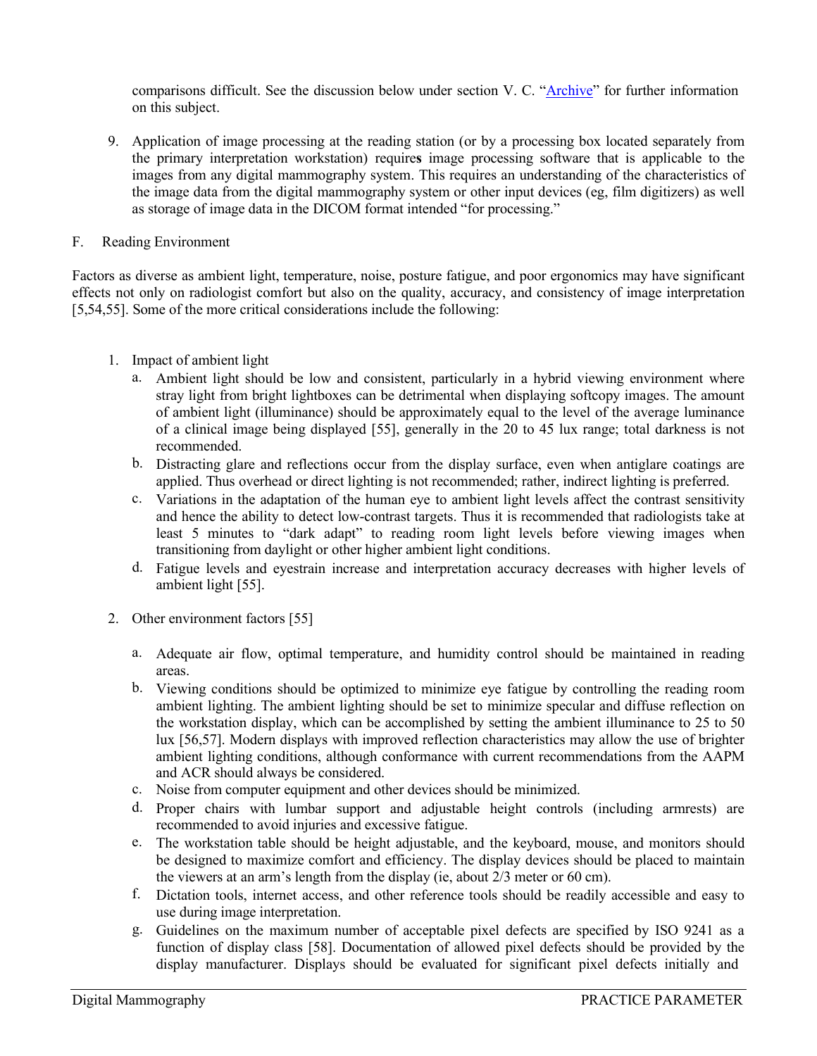comparisons difficult. See the discussion below under section V. C. "Archive" for further information on this subject.

9. Application of image processing at the reading station (or by a processing box located separately from the primary interpretation workstation) requires image processing software that is applicable to the images from any digital mammography system. This requires an understanding of the characteristics of the image data from the digital mammography system or other input devices (eg, film digitizers) as well as storage of image data in the DICOM format intended "for processing."

F. Reading Environment

Factors as diverse as ambient light, temperature, noise, posture fatigue, and poor ergonomics may have significant effects not only on radiologist comfort but also on the quality, accuracy, and consistency of image interpretation [5,54,55]. Some of the more critical considerations include the following:

1. Impact of ambient light
   a. Ambient light should be low and consistent, particularly in a hybrid viewing environment where stray light from bright lightboxes can be detrimental when displaying softcopy images. The amount of ambient light (illuminance) should be approximately equal to the level of the average luminance of a clinical image being displayed [55], generally in the 20 to 45 lux range; total darkness is not recommended.
   b. Distracting glare and reflections occur from the display surface, even when antiglare coatings are applied. Thus overhead or direct lighting is not recommended; rather, indirect lighting is preferred.
   c. Variations in the adaptation of the human eye to ambient light levels affect the contrast sensitivity and hence the ability to detect low-contrast targets. Thus it is recommended that radiologists take at least 5 minutes to "dark adapt" to reading room light levels before viewing images when transitioning from daylight or other higher ambient light conditions.
   d. Fatigue levels and eyestrain increase and interpretation accuracy decreases with higher levels of ambient light [55].

2. Other environment factors [55]

   a. Adequate air flow, optimal temperature, and humidity control should be maintained in reading areas.
   b. Viewing conditions should be optimized to minimize eye fatigue by controlling the reading room ambient lighting. The ambient lighting should be set to minimize specular and diffuse reflection on the workstation display, which can be accomplished by setting the ambient illuminance to 25 to 50 lux [56,57]. Modern displays with improved reflection characteristics may allow the use of brighter ambient lighting conditions, although conformance with current recommendations from the AAPM and ACR should always be considered.
   c. Noise from computer equipment and other devices should be minimized.
   d. Proper chairs with lumbar support and adjustable height controls (including armrests) are recommended to avoid injuries and excessive fatigue.
   e. The workstation table should be height adjustable, and the keyboard, mouse, and monitors should be designed to maximize comfort and efficiency. The display devices should be placed to maintain the viewers at an arm's length from the display (ie, about 2/3 meter or 60 cm).
   f. Dictation tools, internet access, and other reference tools should be readily accessible and easy to use during image interpretation.
   g. Guidelines on the maximum number of acceptable pixel defects are specified by ISO 9241 as a function of display class [58]. Documentation of allowed pixel defects should be provided by the display manufacturer. Displays should be evaluated for significant pixel defects initially and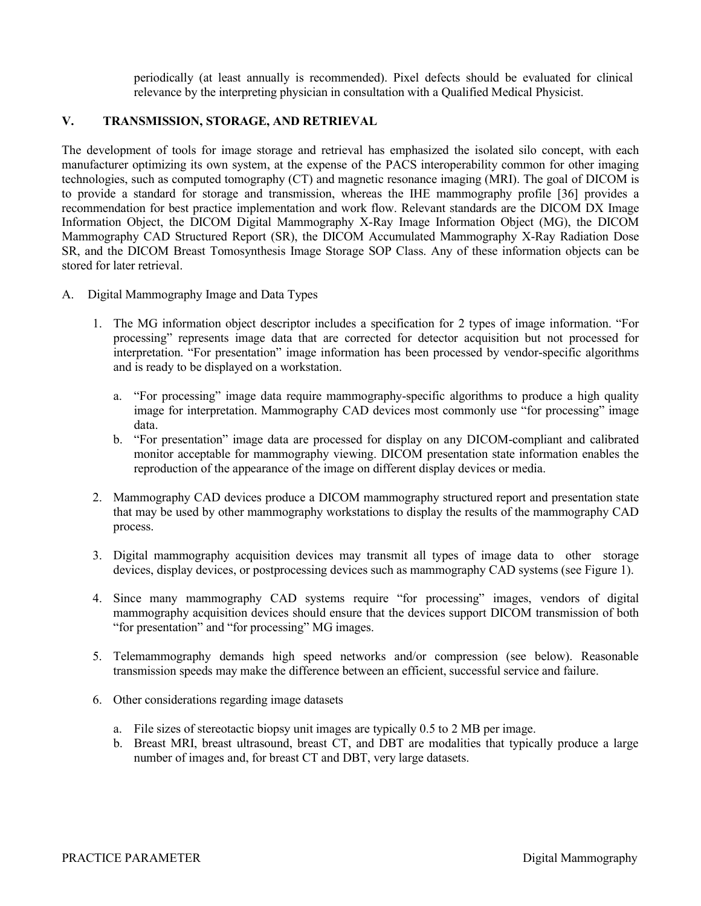periodically (at least annually is recommended). Pixel defects should be evaluated for clinical relevance by the interpreting physician in consultation with a Qualified Medical Physicist.

## V. TRANSMISSION, STORAGE, AND RETRIEVAL

The development of tools for image storage and retrieval has emphasized the isolated silo concept, with each manufacturer optimizing its own system, at the expense of the PACS interoperability common for other imaging technologies, such as computed tomography (CT) and magnetic resonance imaging (MRI). The goal of DICOM is to provide a standard for storage and transmission, whereas the IHE mammography profile [36] provides a recommendation for best practice implementation and work flow. Relevant standards are the DICOM DX Image Information Object, the DICOM Digital Mammography X-Ray Image Information Object (MG), the DICOM Mammography CAD Structured Report (SR), the DICOM Accumulated Mammography X-Ray Radiation Dose SR, and the DICOM Breast Tomosynthesis Image Storage SOP Class. Any of these information objects can be stored for later retrieval.

A. Digital Mammography Image and Data Types

1. The MG information object descriptor includes a specification for 2 types of image information. "For processing" represents image data that are corrected for detector acquisition but not processed for interpretation. "For presentation" image information has been processed by vendor-specific algorithms and is ready to be displayed on a workstation.

    a. "For processing" image data require mammography-specific algorithms to produce a high quality image for interpretation. Mammography CAD devices most commonly use "for processing" image data.
    b. "For presentation" image data are processed for display on any DICOM-compliant and calibrated monitor acceptable for mammography viewing. DICOM presentation state information enables the reproduction of the appearance of the image on different display devices or media.

2. Mammography CAD devices produce a DICOM mammography structured report and presentation state that may be used by other mammography workstations to display the results of the mammography CAD process.

3. Digital mammography acquisition devices may transmit all types of image data to other storage devices, display devices, or postprocessing devices such as mammography CAD systems (see Figure 1).

4. Since many mammography CAD systems require "for processing" images, vendors of digital mammography acquisition devices should ensure that the devices support DICOM transmission of both "for presentation" and "for processing" MG images.

5. Telemammography demands high speed networks and/or compression (see below). Reasonable transmission speeds may make the difference between an efficient, successful service and failure.

6. Other considerations regarding image datasets

    a. File sizes of stereotactic biopsy unit images are typically 0.5 to 2 MB per image.
    b. Breast MRI, breast ultrasound, breast CT, and DBT are modalities that typically produce a large number of images and, for breast CT and DBT, very large datasets.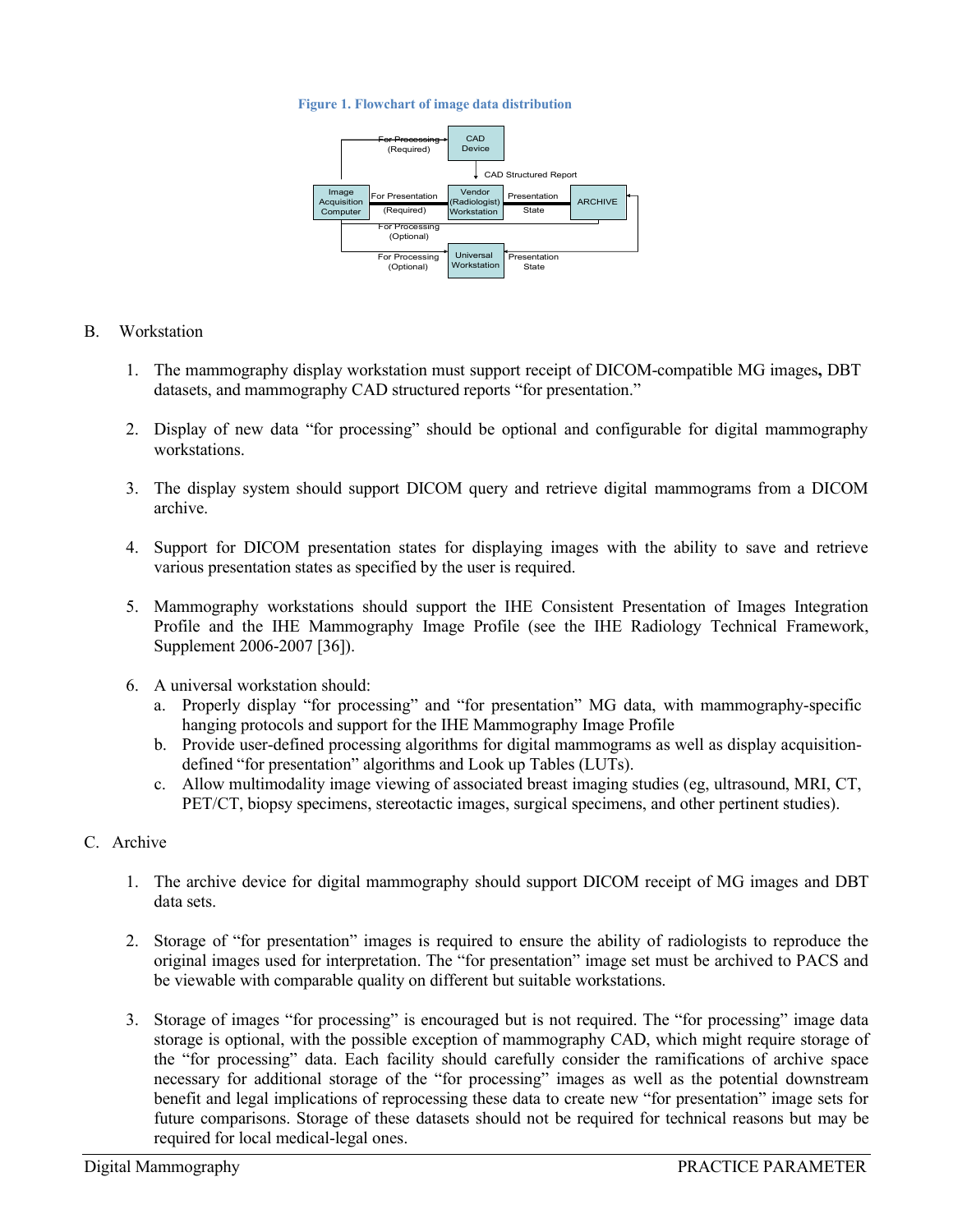**Figure 1. Flowchart of image data distribution**

CAD Device; Image Acquisition Computer; Vendor (Radiologist) Workstation; ARCHIVE; Universal Workstation; For Processing (Required); CAD Structured Report; For Presentation (Required); Presentation State; For Processing (Optional); For Processing (Optional); Presentation State

B. Workstation

1. The mammography display workstation must support receipt of DICOM-compatible MG images**,** DBT datasets, and mammography CAD structured reports "for presentation."

2. Display of new data "for processing" should be optional and configurable for digital mammography workstations.

3. The display system should support DICOM query and retrieve digital mammograms from a DICOM archive.

4. Support for DICOM presentation states for displaying images with the ability to save and retrieve various presentation states as specified by the user is required.

5. Mammography workstations should support the IHE Consistent Presentation of Images Integration Profile and the IHE Mammography Image Profile (see the IHE Radiology Technical Framework, Supplement 2006-2007 [36]).

6. A universal workstation should:
   a. Properly display "for processing" and "for presentation" MG data, with mammography-specific hanging protocols and support for the IHE Mammography Image Profile
   b. Provide user-defined processing algorithms for digital mammograms as well as display acquisition-defined "for presentation" algorithms and Look up Tables (LUTs).
   c. Allow multimodality image viewing of associated breast imaging studies (eg, ultrasound, MRI, CT, PET/CT, biopsy specimens, stereotactic images, surgical specimens, and other pertinent studies).

C. Archive

1. The archive device for digital mammography should support DICOM receipt of MG images and DBT data sets.

2. Storage of "for presentation" images is required to ensure the ability of radiologists to reproduce the original images used for interpretation. The "for presentation" image set must be archived to PACS and be viewable with comparable quality on different but suitable workstations.

3. Storage of images "for processing" is encouraged but is not required. The "for processing" image data storage is optional, with the possible exception of mammography CAD, which might require storage of the "for processing" data. Each facility should carefully consider the ramifications of archive space necessary for additional storage of the "for processing" images as well as the potential downstream benefit and legal implications of reprocessing these data to create new "for presentation" image sets for future comparisons. Storage of these datasets should not be required for technical reasons but may be required for local medical-legal ones.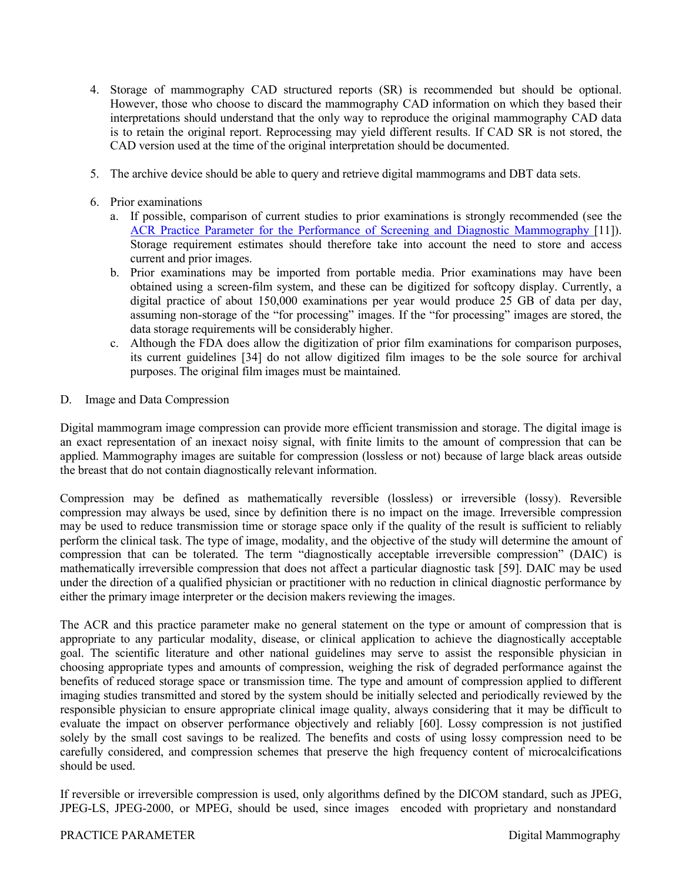4. Storage of mammography CAD structured reports (SR) is recommended but should be optional. However, those who choose to discard the mammography CAD information on which they based their interpretations should understand that the only way to reproduce the original mammography CAD data is to retain the original report. Reprocessing may yield different results. If CAD SR is not stored, the CAD version used at the time of the original interpretation should be documented.

5. The archive device should be able to query and retrieve digital mammograms and DBT data sets.

6. Prior examinations
   a. If possible, comparison of current studies to prior examinations is strongly recommended (see the ACR Practice Parameter for the Performance of Screening and Diagnostic Mammography [11]). Storage requirement estimates should therefore take into account the need to store and access current and prior images.
   b. Prior examinations may be imported from portable media. Prior examinations may have been obtained using a screen-film system, and these can be digitized for softcopy display. Currently, a digital practice of about 150,000 examinations per year would produce 25 GB of data per day, assuming non-storage of the "for processing" images. If the "for processing" images are stored, the data storage requirements will be considerably higher.
   c. Although the FDA does allow the digitization of prior film examinations for comparison purposes, its current guidelines [34] do not allow digitized film images to be the sole source for archival purposes. The original film images must be maintained.

D. Image and Data Compression

Digital mammogram image compression can provide more efficient transmission and storage. The digital image is an exact representation of an inexact noisy signal, with finite limits to the amount of compression that can be applied. Mammography images are suitable for compression (lossless or not) because of large black areas outside the breast that do not contain diagnostically relevant information.

Compression may be defined as mathematically reversible (lossless) or irreversible (lossy). Reversible compression may always be used, since by definition there is no impact on the image. Irreversible compression may be used to reduce transmission time or storage space only if the quality of the result is sufficient to reliably perform the clinical task. The type of image, modality, and the objective of the study will determine the amount of compression that can be tolerated. The term "diagnostically acceptable irreversible compression" (DAIC) is mathematically irreversible compression that does not affect a particular diagnostic task [59]. DAIC may be used under the direction of a qualified physician or practitioner with no reduction in clinical diagnostic performance by either the primary image interpreter or the decision makers reviewing the images.

The ACR and this practice parameter make no general statement on the type or amount of compression that is appropriate to any particular modality, disease, or clinical application to achieve the diagnostically acceptable goal. The scientific literature and other national guidelines may serve to assist the responsible physician in choosing appropriate types and amounts of compression, weighing the risk of degraded performance against the benefits of reduced storage space or transmission time. The type and amount of compression applied to different imaging studies transmitted and stored by the system should be initially selected and periodically reviewed by the responsible physician to ensure appropriate clinical image quality, always considering that it may be difficult to evaluate the impact on observer performance objectively and reliably [60]. Lossy compression is not justified solely by the small cost savings to be realized. The benefits and costs of using lossy compression need to be carefully considered, and compression schemes that preserve the high frequency content of microcalcifications should be used.

If reversible or irreversible compression is used, only algorithms defined by the DICOM standard, such as JPEG, JPEG-LS, JPEG-2000, or MPEG, should be used, since images encoded with proprietary and nonstandard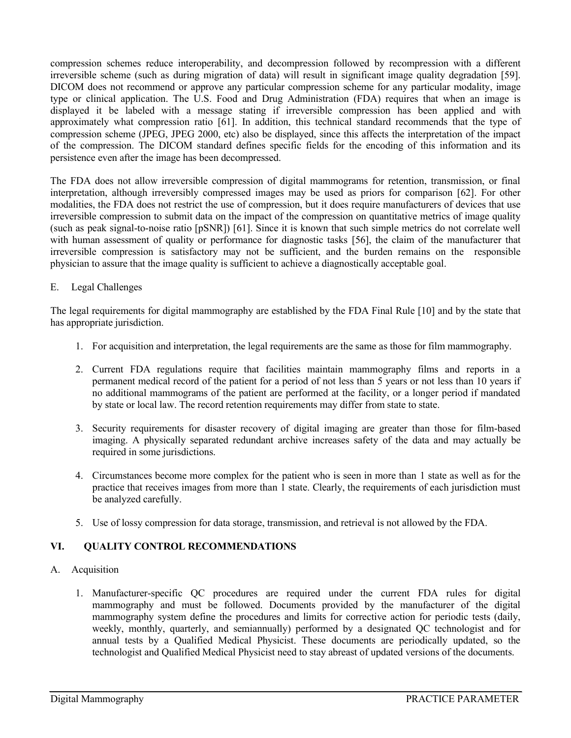compression schemes reduce interoperability, and decompression followed by recompression with a different irreversible scheme (such as during migration of data) will result in significant image quality degradation [59]. DICOM does not recommend or approve any particular compression scheme for any particular modality, image type or clinical application. The U.S. Food and Drug Administration (FDA) requires that when an image is displayed it be labeled with a message stating if irreversible compression has been applied and with approximately what compression ratio [61]. In addition, this technical standard recommends that the type of compression scheme (JPEG, JPEG 2000, etc) also be displayed, since this affects the interpretation of the impact of the compression. The DICOM standard defines specific fields for the encoding of this information and its persistence even after the image has been decompressed.

The FDA does not allow irreversible compression of digital mammograms for retention, transmission, or final interpretation, although irreversibly compressed images may be used as priors for comparison [62]. For other modalities, the FDA does not restrict the use of compression, but it does require manufacturers of devices that use irreversible compression to submit data on the impact of the compression on quantitative metrics of image quality (such as peak signal-to-noise ratio [pSNR]) [61]. Since it is known that such simple metrics do not correlate well with human assessment of quality or performance for diagnostic tasks [56], the claim of the manufacturer that irreversible compression is satisfactory may not be sufficient, and the burden remains on the responsible physician to assure that the image quality is sufficient to achieve a diagnostically acceptable goal.

E. Legal Challenges

The legal requirements for digital mammography are established by the FDA Final Rule [10] and by the state that has appropriate jurisdiction.

1. For acquisition and interpretation, the legal requirements are the same as those for film mammography.

2. Current FDA regulations require that facilities maintain mammography films and reports in a permanent medical record of the patient for a period of not less than 5 years or not less than 10 years if no additional mammograms of the patient are performed at the facility, or a longer period if mandated by state or local law. The record retention requirements may differ from state to state.

3. Security requirements for disaster recovery of digital imaging are greater than those for film-based imaging. A physically separated redundant archive increases safety of the data and may actually be required in some jurisdictions.

4. Circumstances become more complex for the patient who is seen in more than 1 state as well as for the practice that receives images from more than 1 state. Clearly, the requirements of each jurisdiction must be analyzed carefully.

5. Use of lossy compression for data storage, transmission, and retrieval is not allowed by the FDA.

## VI. QUALITY CONTROL RECOMMENDATIONS

A. Acquisition

1. Manufacturer-specific QC procedures are required under the current FDA rules for digital mammography and must be followed. Documents provided by the manufacturer of the digital mammography system define the procedures and limits for corrective action for periodic tests (daily, weekly, monthly, quarterly, and semiannually) performed by a designated QC technologist and for annual tests by a Qualified Medical Physicist. These documents are periodically updated, so the technologist and Qualified Medical Physicist need to stay abreast of updated versions of the documents.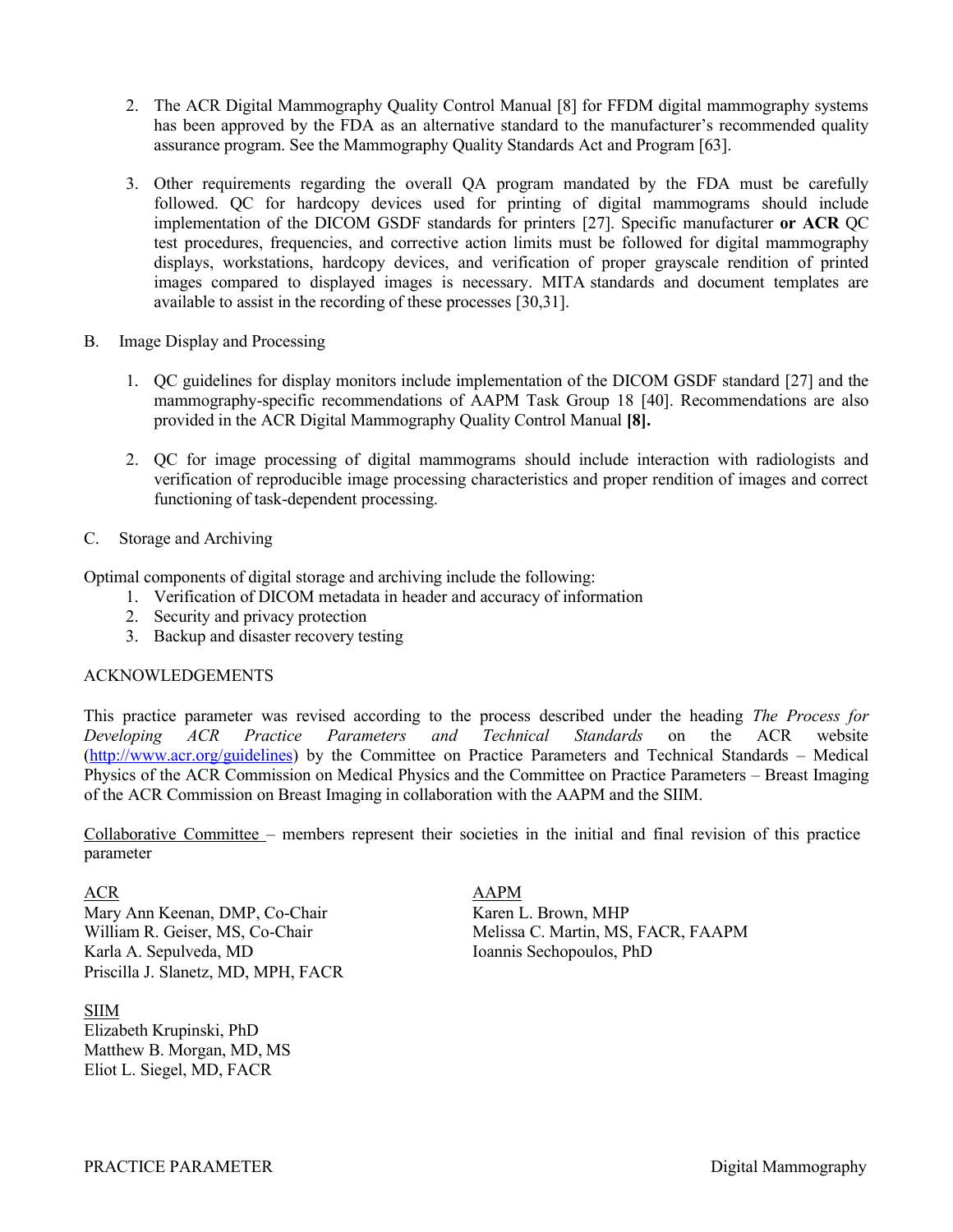2. The ACR Digital Mammography Quality Control Manual [8] for FFDM digital mammography systems has been approved by the FDA as an alternative standard to the manufacturer's recommended quality assurance program. See the Mammography Quality Standards Act and Program [63].

3. Other requirements regarding the overall QA program mandated by the FDA must be carefully followed. QC for hardcopy devices used for printing of digital mammograms should include implementation of the DICOM GSDF standards for printers [27]. Specific manufacturer **or ACR** QC test procedures, frequencies, and corrective action limits must be followed for digital mammography displays, workstations, hardcopy devices, and verification of proper grayscale rendition of printed images compared to displayed images is necessary. MITA standards and document templates are available to assist in the recording of these processes [30,31].

B. Image Display and Processing

1. QC guidelines for display monitors include implementation of the DICOM GSDF standard [27] and the mammography-specific recommendations of AAPM Task Group 18 [40]. Recommendations are also provided in the ACR Digital Mammography Quality Control Manual **[8].**

2. QC for image processing of digital mammograms should include interaction with radiologists and verification of reproducible image processing characteristics and proper rendition of images and correct functioning of task-dependent processing.

C. Storage and Archiving

Optimal components of digital storage and archiving include the following:

1. Verification of DICOM metadata in header and accuracy of information
2. Security and privacy protection
3. Backup and disaster recovery testing

ACKNOWLEDGEMENTS

This practice parameter was revised according to the process described under the heading *The Process for Developing ACR Practice Parameters and Technical Standards* on the ACR website (http://www.acr.org/guidelines) by the Committee on Practice Parameters and Technical Standards – Medical Physics of the ACR Commission on Medical Physics and the Committee on Practice Parameters – Breast Imaging of the ACR Commission on Breast Imaging in collaboration with the AAPM and the SIIM.

Collaborative Committee – members represent their societies in the initial and final revision of this practice parameter

ACR
Mary Ann Keenan, DMP, Co-Chair
William R. Geiser, MS, Co-Chair
Karla A. Sepulveda, MD
Priscilla J. Slanetz, MD, MPH, FACR

AAPM
Karen L. Brown, MHP
Melissa C. Martin, MS, FACR, FAAPM
Ioannis Sechopoulos, PhD

SIIM
Elizabeth Krupinski, PhD
Matthew B. Morgan, MD, MS
Eliot L. Siegel, MD, FACR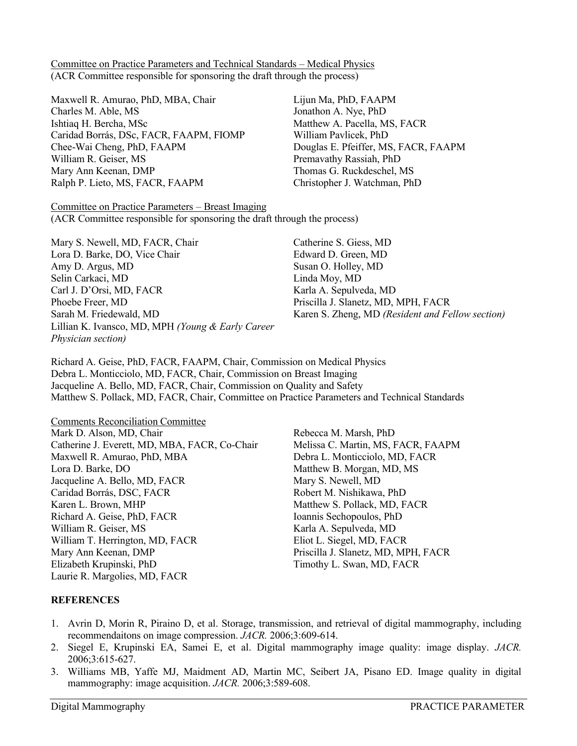Committee on Practice Parameters and Technical Standards – Medical Physics
(ACR Committee responsible for sponsoring the draft through the process)

Maxwell R. Amurao, PhD, MBA, Chair
Charles M. Able, MS
Ishtiaq H. Bercha, MSc
Caridad Borrás, DSc, FACR, FAAPM, FIOMP
Chee-Wai Cheng, PhD, FAAPM
William R. Geiser, MS
Mary Ann Keenan, DMP
Ralph P. Lieto, MS, FACR, FAAPM
Lijun Ma, PhD, FAAPM
Jonathon A. Nye, PhD
Matthew A. Pacella, MS, FACR
William Pavlicek, PhD
Douglas E. Pfeiffer, MS, FACR, FAAPM
Premavathy Rassiah, PhD
Thomas G. Ruckdeschel, MS
Christopher J. Watchman, PhD

Committee on Practice Parameters – Breast Imaging
(ACR Committee responsible for sponsoring the draft through the process)

Mary S. Newell, MD, FACR, Chair
Lora D. Barke, DO, Vice Chair
Amy D. Argus, MD
Selin Carkaci, MD
Carl J. D'Orsi, MD, FACR
Phoebe Freer, MD
Sarah M. Friedewald, MD
Lillian K. Ivansco, MD, MPH *(Young & Early Career Physician section)*
Catherine S. Giess, MD
Edward D. Green, MD
Susan O. Holley, MD
Linda Moy, MD
Karla A. Sepulveda, MD
Priscilla J. Slanetz, MD, MPH, FACR
Karen S. Zheng, MD *(Resident and Fellow section)*

Richard A. Geise, PhD, FACR, FAAPM, Chair, Commission on Medical Physics
Debra L. Monticciolo, MD, FACR, Chair, Commission on Breast Imaging
Jacqueline A. Bello, MD, FACR, Chair, Commission on Quality and Safety
Matthew S. Pollack, MD, FACR, Chair, Committee on Practice Parameters and Technical Standards

Comments Reconciliation Committee
Mark D. Alson, MD, Chair
Catherine J. Everett, MD, MBA, FACR, Co-Chair
Maxwell R. Amurao, PhD, MBA
Lora D. Barke, DO
Jacqueline A. Bello, MD, FACR
Caridad Borrás, DSC, FACR
Karen L. Brown, MHP
Richard A. Geise, PhD, FACR
William R. Geiser, MS
William T. Herrington, MD, FACR
Mary Ann Keenan, DMP
Elizabeth Krupinski, PhD
Laurie R. Margolies, MD, FACR
Rebecca M. Marsh, PhD
Melissa C. Martin, MS, FACR, FAAPM
Debra L. Monticciolo, MD, FACR
Matthew B. Morgan, MD, MS
Mary S. Newell, MD
Robert M. Nishikawa, PhD
Matthew S. Pollack, MD, FACR
Ioannis Sechopoulos, PhD
Karla A. Sepulveda, MD
Eliot L. Siegel, MD, FACR
Priscilla J. Slanetz, MD, MPH, FACR
Timothy L. Swan, MD, FACR

## REFERENCES

1. Avrin D, Morin R, Piraino D, et al. Storage, transmission, and retrieval of digital mammography, including recommendaitons on image compression. *JACR.* 2006;3:609-614.
2. Siegel E, Krupinski EA, Samei E, et al. Digital mammography image quality: image display. *JACR.* 2006;3:615-627.
3. Williams MB, Yaffe MJ, Maidment AD, Martin MC, Seibert JA, Pisano ED. Image quality in digital mammography: image acquisition. *JACR.* 2006;3:589-608.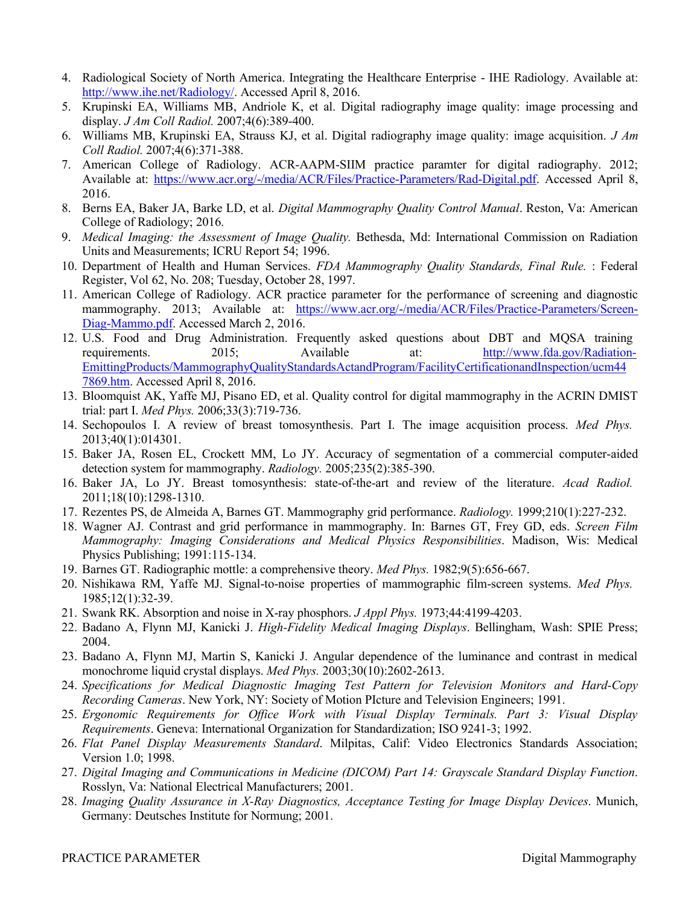4. Radiological Society of North America. Integrating the Healthcare Enterprise - IHE Radiology. Available at: http://www.ihe.net/Radiology/. Accessed April 8, 2016.
5. Krupinski EA, Williams MB, Andriole K, et al. Digital radiography image quality: image processing and display. *J Am Coll Radiol.* 2007;4(6):389-400.
6. Williams MB, Krupinski EA, Strauss KJ, et al. Digital radiography image quality: image acquisition. *J Am Coll Radiol.* 2007;4(6):371-388.
7. American College of Radiology. ACR-AAPM-SIIM practice paramter for digital radiography. 2012; Available at: https://www.acr.org/-/media/ACR/Files/Practice-Parameters/Rad-Digital.pdf. Accessed April 8, 2016.
8. Berns EA, Baker JA, Barke LD, et al. *Digital Mammography Quality Control Manual*. Reston, Va: American College of Radiology; 2016.
9. *Medical Imaging: the Assessment of Image Quality.* Bethesda, Md: International Commission on Radiation Units and Measurements; ICRU Report 54; 1996.
10. Department of Health and Human Services. *FDA Mammography Quality Standards, Final Rule.* : Federal Register, Vol 62, No. 208; Tuesday, October 28, 1997.
11. American College of Radiology. ACR practice parameter for the performance of screening and diagnostic mammography. 2013; Available at: https://www.acr.org/-/media/ACR/Files/Practice-Parameters/Screen-Diag-Mammo.pdf. Accessed March 2, 2016.
12. U.S. Food and Drug Administration. Frequently asked questions about DBT and MQSA training requirements. 2015; Available at: http://www.fda.gov/Radiation-EmittingProducts/MammographyQualityStandardsActandProgram/FacilityCertificationandInspection/ucm447869.htm. Accessed April 8, 2016.
13. Bloomquist AK, Yaffe MJ, Pisano ED, et al. Quality control for digital mammography in the ACRIN DMIST trial: part I. *Med Phys.* 2006;33(3):719-736.
14. Sechopoulos I. A review of breast tomosynthesis. Part I. The image acquisition process. *Med Phys.* 2013;40(1):014301.
15. Baker JA, Rosen EL, Crockett MM, Lo JY. Accuracy of segmentation of a commercial computer-aided detection system for mammography. *Radiology.* 2005;235(2):385-390.
16. Baker JA, Lo JY. Breast tomosynthesis: state-of-the-art and review of the literature. *Acad Radiol.* 2011;18(10):1298-1310.
17. Rezentes PS, de Almeida A, Barnes GT. Mammography grid performance. *Radiology.* 1999;210(1):227-232.
18. Wagner AJ. Contrast and grid performance in mammography. In: Barnes GT, Frey GD, eds. *Screen Film Mammography: Imaging Considerations and Medical Physics Responsibilities*. Madison, Wis: Medical Physics Publishing; 1991:115-134.
19. Barnes GT. Radiographic mottle: a comprehensive theory. *Med Phys.* 1982;9(5):656-667.
20. Nishikawa RM, Yaffe MJ. Signal-to-noise properties of mammographic film-screen systems. *Med Phys.* 1985;12(1):32-39.
21. Swank RK. Absorption and noise in X-ray phosphors. *J Appl Phys.* 1973;44:4199-4203.
22. Badano A, Flynn MJ, Kanicki J. *High-Fidelity Medical Imaging Displays*. Bellingham, Wash: SPIE Press; 2004.
23. Badano A, Flynn MJ, Martin S, Kanicki J. Angular dependence of the luminance and contrast in medical monochrome liquid crystal displays. *Med Phys.* 2003;30(10):2602-2613.
24. *Specifications for Medical Diagnostic Imaging Test Pattern for Television Monitors and Hard-Copy Recording Cameras*. New York, NY: Society of Motion PIcture and Television Engineers; 1991.
25. *Ergonomic Requirements for Office Work with Visual Display Terminals. Part 3: Visual Display Requirements*. Geneva: International Organization for Standardization; ISO 9241-3; 1992.
26. *Flat Panel Display Measurements Standard*. Milpitas, Calif: Video Electronics Standards Association; Version 1.0; 1998.
27. *Digital Imaging and Communications in Medicine (DICOM) Part 14: Grayscale Standard Display Function*. Rosslyn, Va: National Electrical Manufacturers; 2001.
28. *Imaging Quality Assurance in X-Ray Diagnostics, Acceptance Testing for Image Display Devices*. Munich, Germany: Deutsches Institute for Normung; 2001.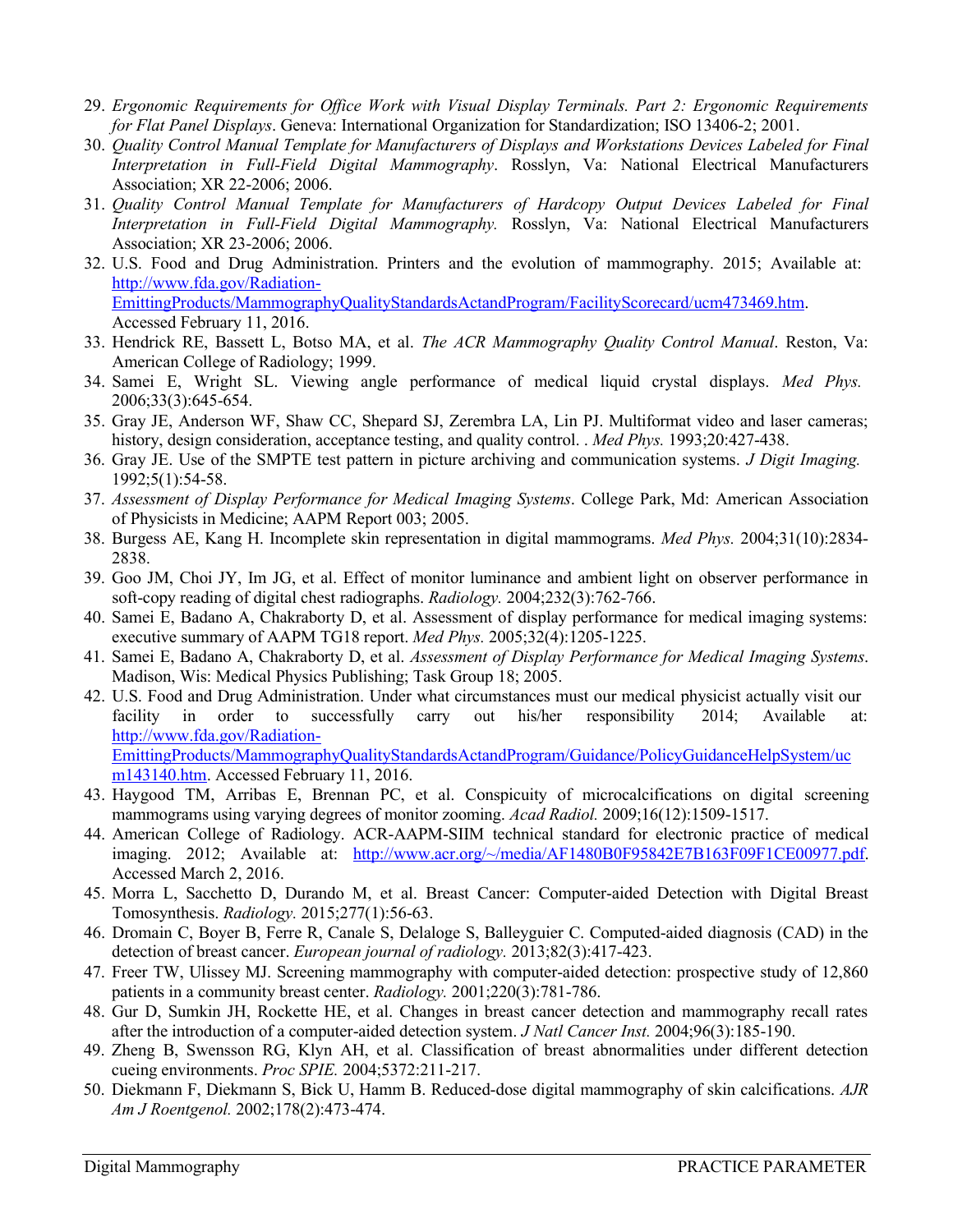29. *Ergonomic Requirements for Office Work with Visual Display Terminals. Part 2: Ergonomic Requirements for Flat Panel Displays*. Geneva: International Organization for Standardization; ISO 13406-2; 2001.
30. *Quality Control Manual Template for Manufacturers of Displays and Workstations Devices Labeled for Final Interpretation in Full-Field Digital Mammography*. Rosslyn, Va: National Electrical Manufacturers Association; XR 22-2006; 2006.
31. *Quality Control Manual Template for Manufacturers of Hardcopy Output Devices Labeled for Final Interpretation in Full-Field Digital Mammography.* Rosslyn, Va: National Electrical Manufacturers Association; XR 23-2006; 2006.
32. U.S. Food and Drug Administration. Printers and the evolution of mammography. 2015; Available at: [http://www.fda.gov/Radiation-EmittingProducts/MammographyQualityStandardsActandProgram/FacilityScorecard/ucm473469.htm](http://www.fda.gov/Radiation-EmittingProducts/MammographyQualityStandardsActandProgram/FacilityScorecard/ucm473469.htm). Accessed February 11, 2016.
33. Hendrick RE, Bassett L, Botso MA, et al. *The ACR Mammography Quality Control Manual*. Reston, Va: American College of Radiology; 1999.
34. Samei E, Wright SL. Viewing angle performance of medical liquid crystal displays. *Med Phys.* 2006;33(3):645-654.
35. Gray JE, Anderson WF, Shaw CC, Shepard SJ, Zerembra LA, Lin PJ. Multiformat video and laser cameras; history, design consideration, acceptance testing, and quality control. . *Med Phys.* 1993;20:427-438.
36. Gray JE. Use of the SMPTE test pattern in picture archiving and communication systems. *J Digit Imaging.* 1992;5(1):54-58.
37. *Assessment of Display Performance for Medical Imaging Systems*. College Park, Md: American Association of Physicists in Medicine; AAPM Report 003; 2005.
38. Burgess AE, Kang H. Incomplete skin representation in digital mammograms. *Med Phys.* 2004;31(10):2834-2838.
39. Goo JM, Choi JY, Im JG, et al. Effect of monitor luminance and ambient light on observer performance in soft-copy reading of digital chest radiographs. *Radiology.* 2004;232(3):762-766.
40. Samei E, Badano A, Chakraborty D, et al. Assessment of display performance for medical imaging systems: executive summary of AAPM TG18 report. *Med Phys.* 2005;32(4):1205-1225.
41. Samei E, Badano A, Chakraborty D, et al. *Assessment of Display Performance for Medical Imaging Systems*. Madison, Wis: Medical Physics Publishing; Task Group 18; 2005.
42. U.S. Food and Drug Administration. Under what circumstances must our medical physicist actually visit our facility in order to successfully carry out his/her responsibility 2014; Available at: [http://www.fda.gov/Radiation-EmittingProducts/MammographyQualityStandardsActandProgram/Guidance/PolicyGuidanceHelpSystem/ucm143140.htm](http://www.fda.gov/Radiation-EmittingProducts/MammographyQualityStandardsActandProgram/Guidance/PolicyGuidanceHelpSystem/ucm143140.htm). Accessed February 11, 2016.
43. Haygood TM, Arribas E, Brennan PC, et al. Conspicuity of microcalcifications on digital screening mammograms using varying degrees of monitor zooming. *Acad Radiol.* 2009;16(12):1509-1517.
44. American College of Radiology. ACR-AAPM-SIIM technical standard for electronic practice of medical imaging. 2012; Available at: [http://www.acr.org/~/media/AF1480B0F95842E7B163F09F1CE00977.pdf](http://www.acr.org/~/media/AF1480B0F95842E7B163F09F1CE00977.pdf). Accessed March 2, 2016.
45. Morra L, Sacchetto D, Durando M, et al. Breast Cancer: Computer-aided Detection with Digital Breast Tomosynthesis. *Radiology.* 2015;277(1):56-63.
46. Dromain C, Boyer B, Ferre R, Canale S, Delaloge S, Balleyguier C. Computed-aided diagnosis (CAD) in the detection of breast cancer. *European journal of radiology.* 2013;82(3):417-423.
47. Freer TW, Ulissey MJ. Screening mammography with computer-aided detection: prospective study of 12,860 patients in a community breast center. *Radiology.* 2001;220(3):781-786.
48. Gur D, Sumkin JH, Rockette HE, et al. Changes in breast cancer detection and mammography recall rates after the introduction of a computer-aided detection system. *J Natl Cancer Inst.* 2004;96(3):185-190.
49. Zheng B, Swensson RG, Klyn AH, et al. Classification of breast abnormalities under different detection cueing environments. *Proc SPIE.* 2004;5372:211-217.
50. Diekmann F, Diekmann S, Bick U, Hamm B. Reduced-dose digital mammography of skin calcifications. *AJR Am J Roentgenol.* 2002;178(2):473-474.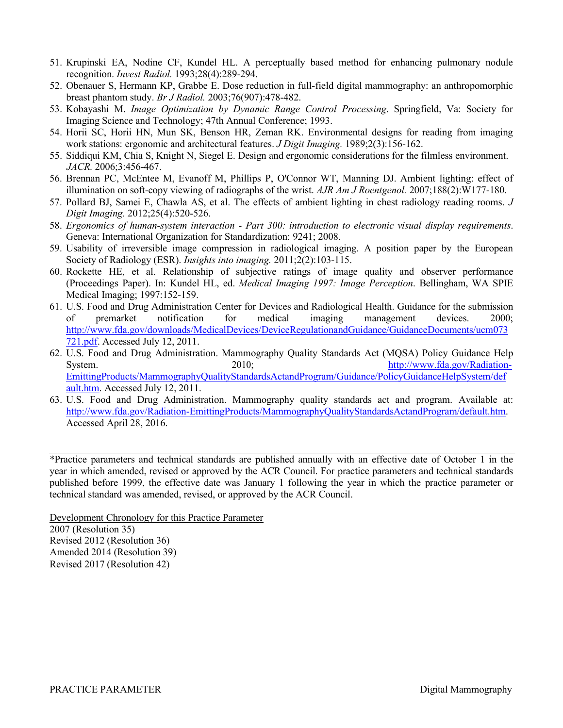51. Krupinski EA, Nodine CF, Kundel HL. A perceptually based method for enhancing pulmonary nodule recognition. *Invest Radiol.* 1993;28(4):289-294.
52. Obenauer S, Hermann KP, Grabbe E. Dose reduction in full-field digital mammography: an anthropomorphic breast phantom study. *Br J Radiol.* 2003;76(907):478-482.
53. Kobayashi M. *Image Optimization by Dynamic Range Control Processing*. Springfield, Va: Society for Imaging Science and Technology; 47th Annual Conference; 1993.
54. Horii SC, Horii HN, Mun SK, Benson HR, Zeman RK. Environmental designs for reading from imaging work stations: ergonomic and architectural features. *J Digit Imaging.* 1989;2(3):156-162.
55. Siddiqui KM, Chia S, Knight N, Siegel E. Design and ergonomic considerations for the filmless environment. *JACR.* 2006;3:456-467.
56. Brennan PC, McEntee M, Evanoff M, Phillips P, O'Connor WT, Manning DJ. Ambient lighting: effect of illumination on soft-copy viewing of radiographs of the wrist. *AJR Am J Roentgenol.* 2007;188(2):W177-180.
57. Pollard BJ, Samei E, Chawla AS, et al. The effects of ambient lighting in chest radiology reading rooms. *J Digit Imaging.* 2012;25(4):520-526.
58. *Ergonomics of human-system interaction - Part 300: introduction to electronic visual display requirements*. Geneva: International Organization for Standardization: 9241; 2008.
59. Usability of irreversible image compression in radiological imaging. A position paper by the European Society of Radiology (ESR). *Insights into imaging.* 2011;2(2):103-115.
60. Rockette HE, et al. Relationship of subjective ratings of image quality and observer performance (Proceedings Paper). In: Kundel HL, ed. *Medical Imaging 1997: Image Perception*. Bellingham, WA SPIE Medical Imaging; 1997:152-159.
61. U.S. Food and Drug Administration Center for Devices and Radiological Health. Guidance for the submission of premarket notification for medical imaging management devices. 2000; http://www.fda.gov/downloads/MedicalDevices/DeviceRegulationandGuidance/GuidanceDocuments/ucm073721.pdf. Accessed July 12, 2011.
62. U.S. Food and Drug Administration. Mammography Quality Standards Act (MQSA) Policy Guidance Help System. 2010; http://www.fda.gov/Radiation-EmittingProducts/MammographyQualityStandardsActandProgram/Guidance/PolicyGuidanceHelpSystem/default.htm. Accessed July 12, 2011.
63. U.S. Food and Drug Administration. Mammography quality standards act and program. Available at: http://www.fda.gov/Radiation-EmittingProducts/MammographyQualityStandardsActandProgram/default.htm. Accessed April 28, 2016.

---

*Practice parameters and technical standards are published annually with an effective date of October 1 in the year in which amended, revised or approved by the ACR Council. For practice parameters and technical standards published before 1999, the effective date was January 1 following the year in which the practice parameter or technical standard was amended, revised, or approved by the ACR Council.

Development Chronology for this Practice Parameter

2007 (Resolution 35)
Revised 2012 (Resolution 36)
Amended 2014 (Resolution 39)
Revised 2017 (Resolution 42)